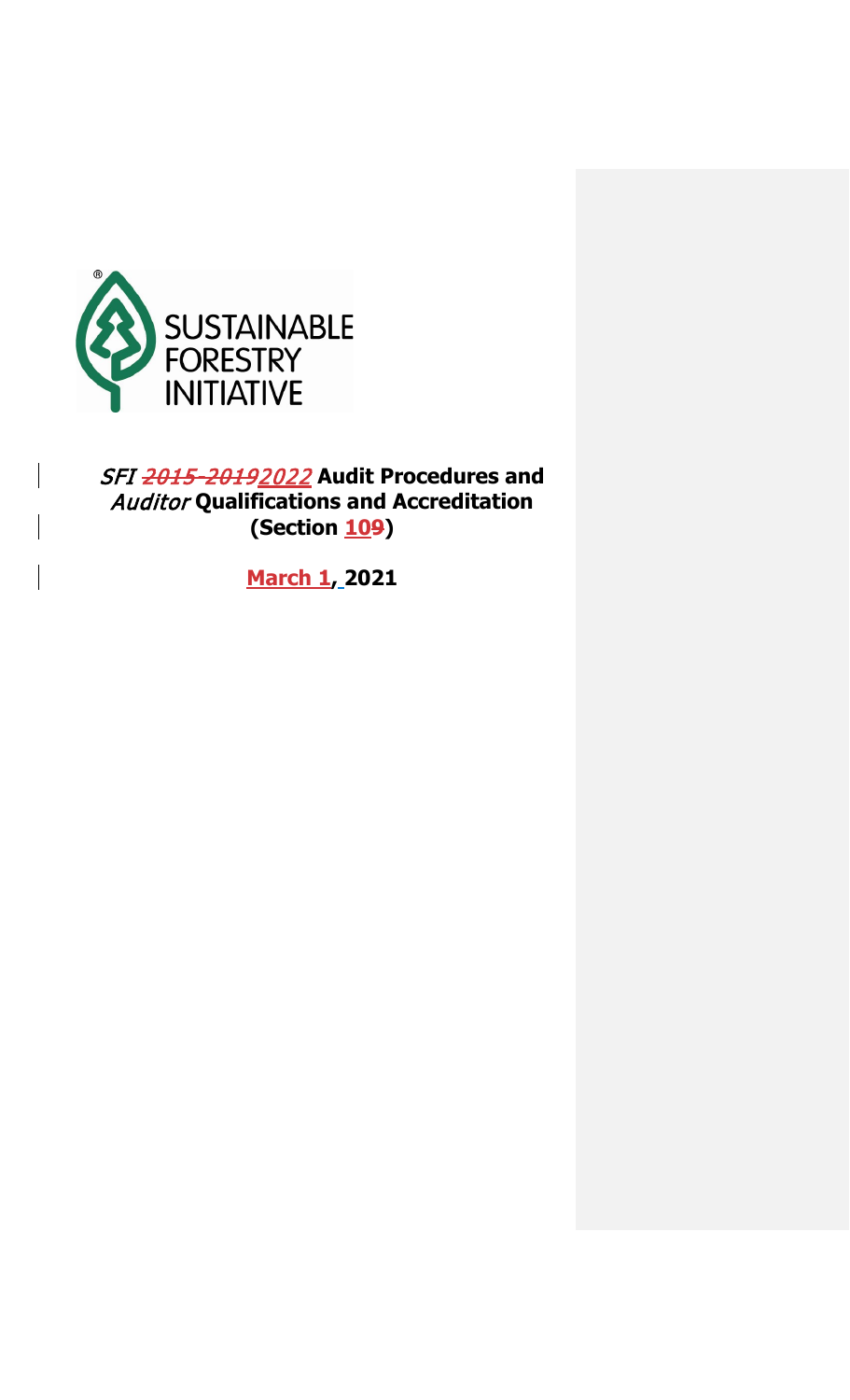SUSTAINABLE FORESTRY INITIATIVE

# *SFI* ~~2015-2019~~2022 Audit Procedures and *Auditor* Qualifications and Accreditation (Section ~~9~~10)

**March 1, 2021**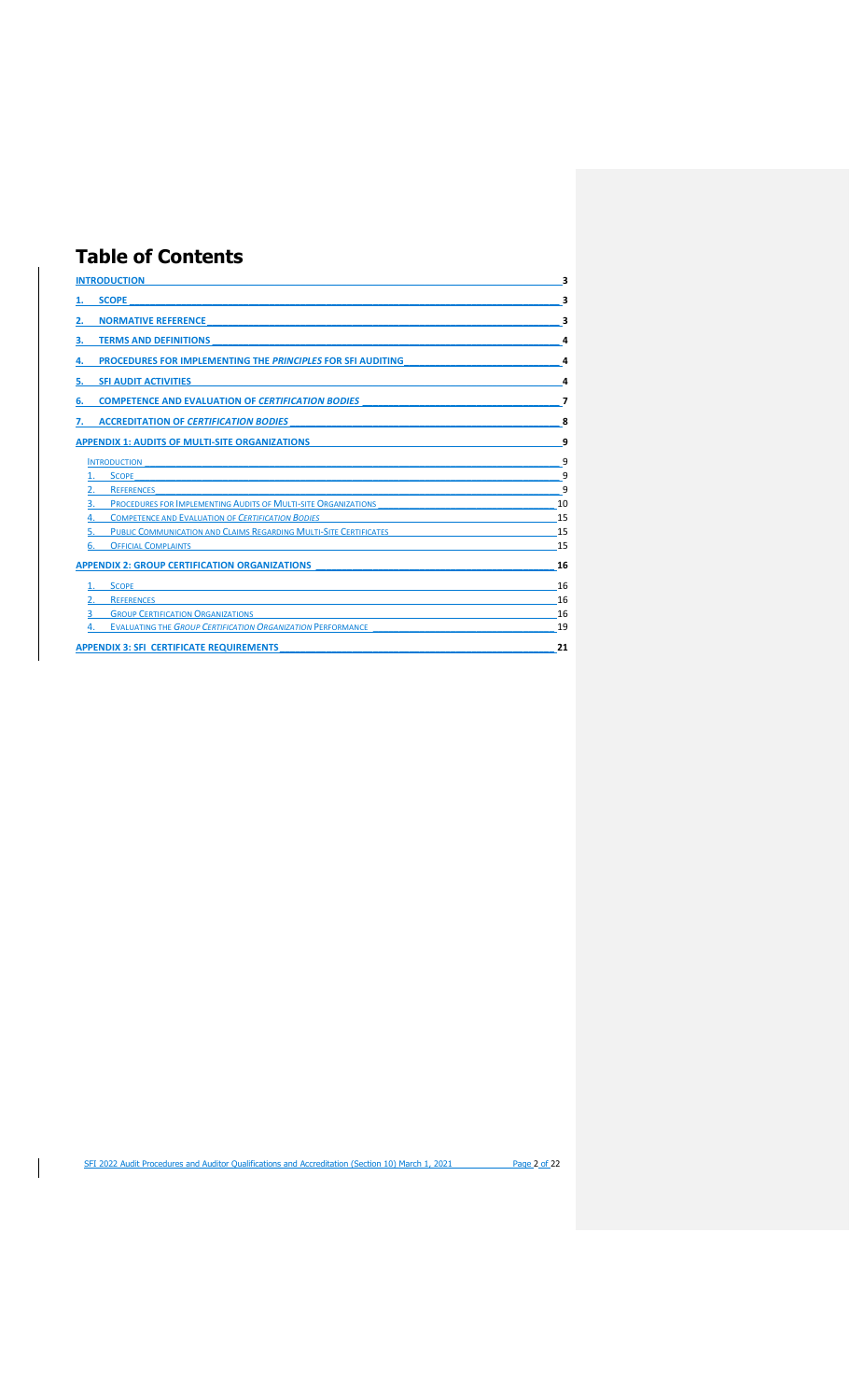# Table of Contents

| | |
|---|---|
| **INTRODUCTION** | **3** |
| **1. SCOPE** | **3** |
| **2. NORMATIVE REFERENCE** | **3** |
| **3. TERMS AND DEFINITIONS** | **4** |
| **4. PROCEDURES FOR IMPLEMENTING THE *PRINCIPLES* FOR SFI AUDITING** | **4** |
| **5. SFI AUDIT ACTIVITIES** | **4** |
| **6. COMPETENCE AND EVALUATION OF *CERTIFICATION BODIES*** | **7** |
| **7. ACCREDITATION OF *CERTIFICATION BODIES*** | **8** |
| **APPENDIX 1: AUDITS OF MULTI-SITE ORGANIZATIONS** | **9** |
| INTRODUCTION | 9 |
| 1. SCOPE | 9 |
| 2. REFERENCES | 9 |
| 3. PROCEDURES FOR IMPLEMENTING AUDITS OF MULTI-SITE ORGANIZATIONS | 10 |
| 4. COMPETENCE AND EVALUATION OF *CERTIFICATION BODIES* | 15 |
| 5. PUBLIC COMMUNICATION AND CLAIMS REGARDING MULTI-SITE CERTIFICATES | 15 |
| 6. OFFICIAL COMPLAINTS | 15 |
| **APPENDIX 2: GROUP CERTIFICATION ORGANIZATIONS** | **16** |
| 1. SCOPE | 16 |
| 2. REFERENCES | 16 |
| 3 GROUP CERTIFICATION ORGANIZATIONS | 16 |
| 4. EVALUATING THE *GROUP CERTIFICATION ORGANIZATION* PERFORMANCE | 19 |
| **APPENDIX 3: SFI CERTIFICATE REQUIREMENTS** | **21** |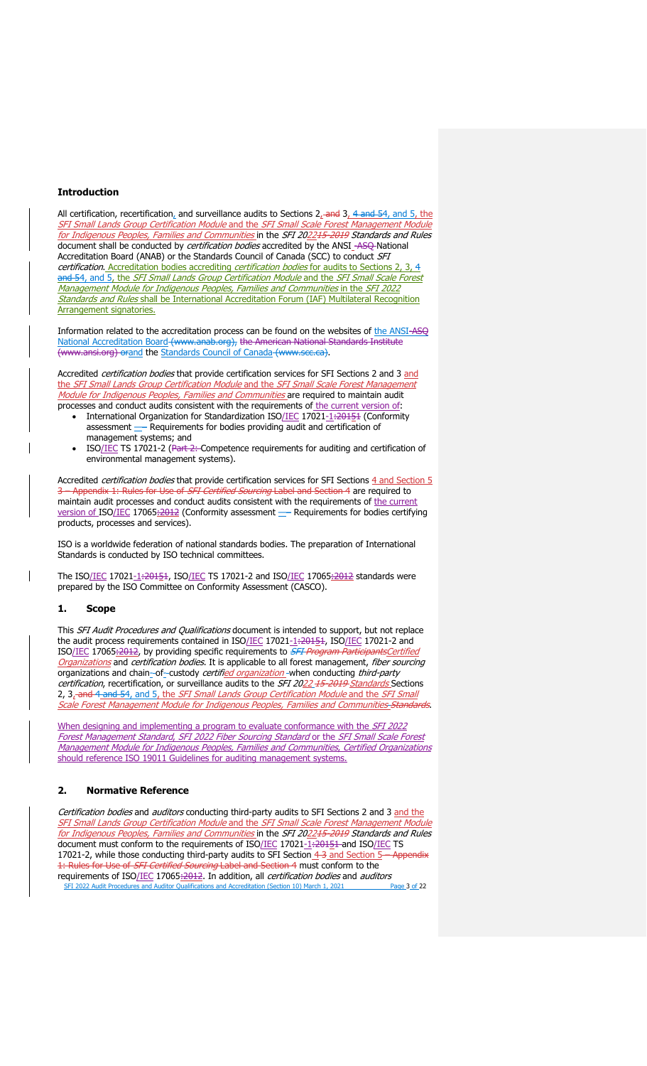## Introduction

All certification, recertification, and surveillance audits to Sections 2, 3, 4, and 5, the *SFI Small Lands Group Certification Module* and the *SFI Small Scale Forest Management Module for Indigenous Peoples, Families and Communities* in the *SFI 2022 Standards and Rules* document shall be conducted by *certification bodies* accredited by the ANSI National Accreditation Board (ANAB) or the Standards Council of Canada (SCC) to conduct *SFI certification*. Accreditation bodies accrediting *certification bodies* for audits to Sections 2, 3, 4, and 5, the *SFI Small Lands Group Certification Module* and the *SFI Small Scale Forest Management Module for Indigenous Peoples, Families and Communities* in the *SFI 2022 Standards and Rules* shall be International Accreditation Forum (IAF) Multilateral Recognition Arrangement signatories.

Information related to the accreditation process can be found on the websites of the ANSI National Accreditation Board and the Standards Council of Canada.

Accredited *certification bodies* that provide certification services for SFI Sections 2 and 3 and the *SFI Small Lands Group Certification Module* and the *SFI Small Scale Forest Management Module for Indigenous Peoples, Families and Communities* are required to maintain audit processes and conduct audits consistent with the requirements of the current version of:

- International Organization for Standardization ISO/IEC 17021-1 (Conformity assessment — Requirements for bodies providing audit and certification of management systems; and
- ISO/IEC TS 17021-2 (Competence requirements for auditing and certification of environmental management systems).

Accredited *certification bodies* that provide certification services for SFI Sections 4 and Section 5 are required to maintain audit processes and conduct audits consistent with the requirements of the current version of ISO/IEC 17065 (Conformity assessment — Requirements for bodies certifying products, processes and services).

ISO is a worldwide federation of national standards bodies. The preparation of International Standards is conducted by ISO technical committees.

The ISO/IEC 17021-1, ISO/IEC TS 17021-2 and ISO/IEC 17065 standards were prepared by the ISO Committee on Conformity Assessment (CASCO).

## 1. Scope

This *SFI Audit Procedures and Qualifications* document is intended to support, but not replace the audit process requirements contained in ISO/IEC 17021-1, ISO/IEC 17021-2 and ISO/IEC 17065, by providing specific requirements to *Certified Organizations* and *certification bodies*. It is applicable to all forest management, *fiber sourcing* organizations and chain-of-custody *certified organization* when conducting *third-party certification*, recertification, or surveillance audits to the *SFI 2022 Standards* Sections 2, 3, 4, and 5, the *SFI Small Lands Group Certification Module* and the *SFI Small Scale Forest Management Module for Indigenous Peoples, Families and Communities*.

When designing and implementing a program to evaluate conformance with the *SFI 2022 Forest Management Standard*, *SFI 2022 Fiber Sourcing Standard* or the *SFI Small Scale Forest Management Module for Indigenous Peoples, Families and Communities, Certified Organizations* should reference ISO 19011 Guidelines for auditing management systems.

## 2. Normative Reference

*Certification bodies* and *auditors* conducting third-party audits to SFI Sections 2 and 3 and the *SFI Small Lands Group Certification Module* and the *SFI Small Scale Forest Management Module for Indigenous Peoples, Families and Communities* in the *SFI 2022 Standards and Rules* document must conform to the requirements of ISO/IEC 17021-1 and ISO/IEC TS 17021-2, while those conducting third-party audits to SFI Section 4 and Section 5 must conform to the requirements of ISO/IEC 17065. In addition, all *certification bodies* and *auditors*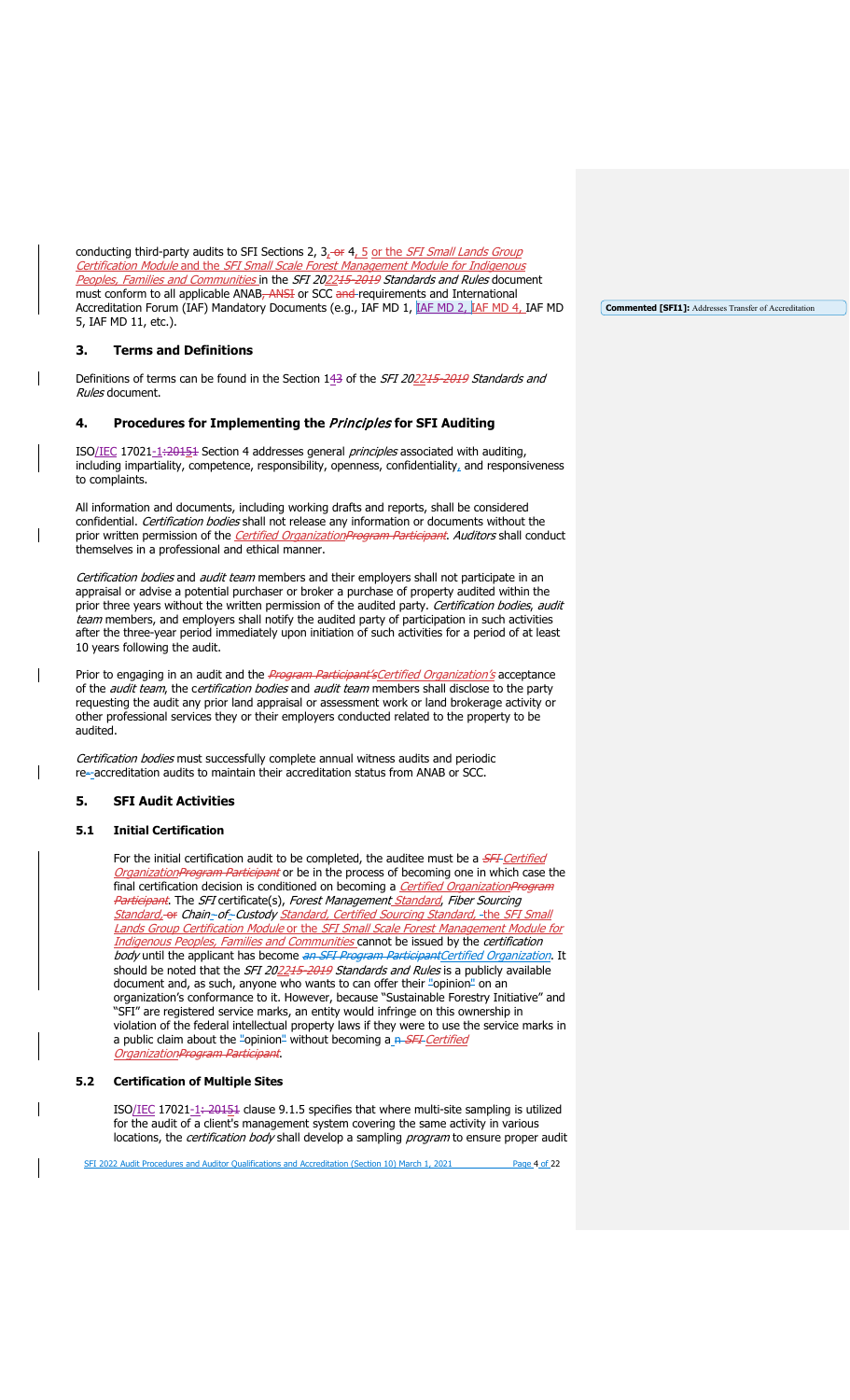conducting third-party audits to SFI Sections 2, 3, 4, 5 or the *SFI Small Lands Group Certification Module* and the *SFI Small Scale Forest Management Module for Indigenous Peoples, Families and Communities* in the *SFI 2022 Standards and Rules* document must conform to all applicable ANAB or SCC requirements and International Accreditation Forum (IAF) Mandatory Documents (e.g., IAF MD 1, IAF MD 2, IAF MD 4, IAF MD 5, IAF MD 11, etc.).

## 3. Terms and Definitions

Definitions of terms can be found in the Section 14 of the *SFI 2022 Standards and Rules* document.

## 4. Procedures for Implementing the *Principles* for SFI Auditing

ISO/IEC 17021-1 Section 4 addresses general *principles* associated with auditing, including impartiality, competence, responsibility, openness, confidentiality, and responsiveness to complaints.

All information and documents, including working drafts and reports, shall be considered confidential. *Certification bodies* shall not release any information or documents without the prior written permission of the *Certified Organization*. *Auditors* shall conduct themselves in a professional and ethical manner.

*Certification bodies* and *audit team* members and their employers shall not participate in an appraisal or advise a potential purchaser or broker a purchase of property audited within the prior three years without the written permission of the audited party. *Certification bodies*, *audit team* members, and employers shall notify the audited party of participation in such activities after the three-year period immediately upon initiation of such activities for a period of at least 10 years following the audit.

Prior to engaging in an audit and the *Certified Organization's* acceptance of the *audit team*, the *certification bodies* and *audit team* members shall disclose to the party requesting the audit any prior land appraisal or assessment work or land brokerage activity or other professional services they or their employers conducted related to the property to be audited.

*Certification bodies* must successfully complete annual witness audits and periodic re-accreditation audits to maintain their accreditation status from ANAB or SCC.

## 5. SFI Audit Activities

### 5.1 Initial Certification

For the initial certification audit to be completed, the auditee must be a *Certified Organization* or be in the process of becoming one in which case the final certification decision is conditioned on becoming a *Certified Organization*. The *SFI* certificate(s), *Forest Management Standard*, *Fiber Sourcing Standard*, *Chain-of-Custody Standard*, *Certified Sourcing Standard*, the *SFI Small Lands Group Certification Module* or the *SFI Small Scale Forest Management Module for Indigenous Peoples, Families and Communities* cannot be issued by the *certification body* until the applicant has become *Certified Organization*. It should be noted that the *SFI 2022 Standards and Rules* is a publicly available document and, as such, anyone who wants to can offer their "opinion" on an organization's conformance to it. However, because "Sustainable Forestry Initiative" and "SFI" are registered service marks, an entity would infringe on this ownership in violation of the federal intellectual property laws if they were to use the service marks in a public claim about the "opinion" without becoming a *Certified Organization*.

### 5.2 Certification of Multiple Sites

ISO/IEC 17021-1 clause 9.1.5 specifies that where multi-site sampling is utilized for the audit of a client's management system covering the same activity in various locations, the *certification body* shall develop a sampling *program* to ensure proper audit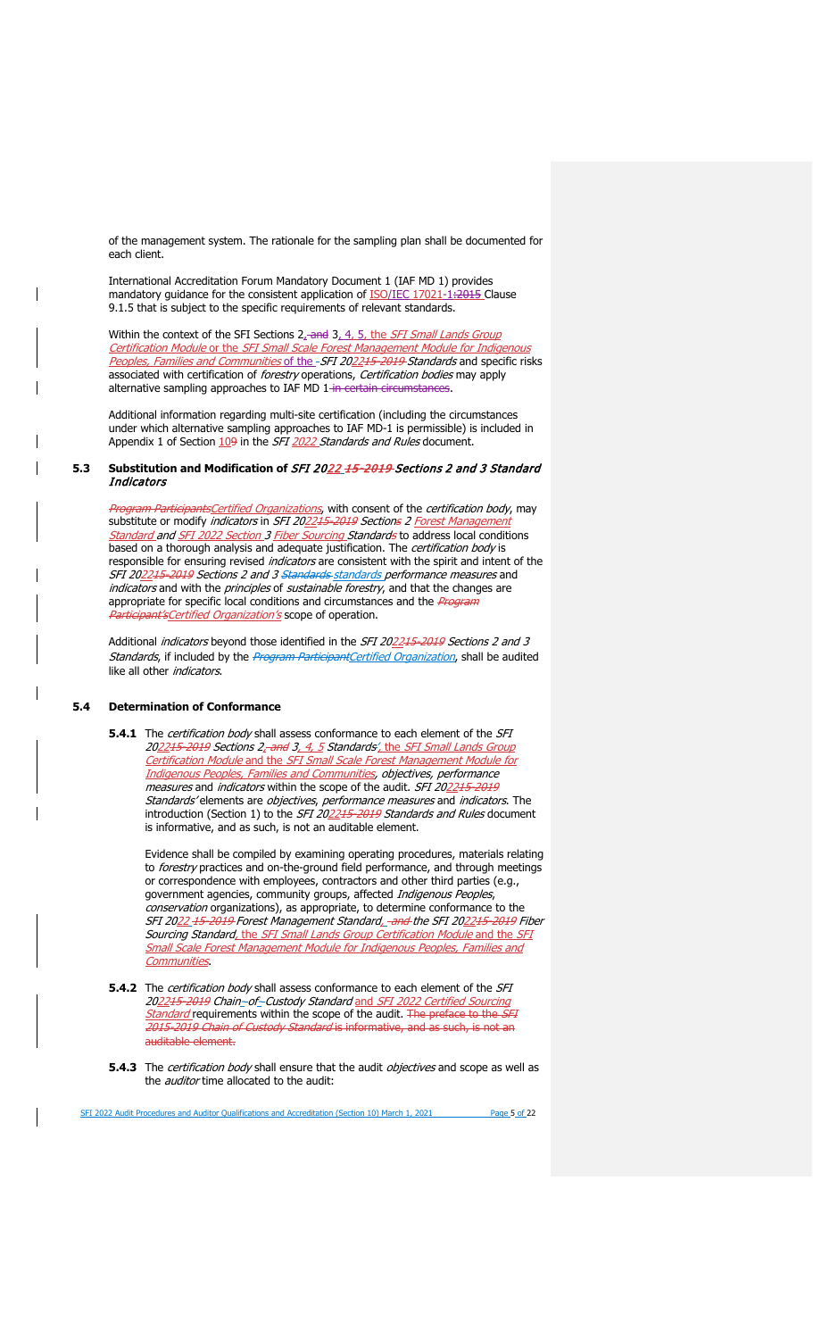of the management system. The rationale for the sampling plan shall be documented for each client.

International Accreditation Forum Mandatory Document 1 (IAF MD 1) provides mandatory guidance for the consistent application of ISO/IEC 17021-1:2015 Clause 9.1.5 that is subject to the specific requirements of relevant standards.

Within the context of the SFI Sections 2, and 3, 4, 5, the *SFI Small Lands Group Certification Module* or the *SFI Small Scale Forest Management Module for Indigenous Peoples, Families and Communities* of the *SFI 2022 15-2019 Standards* and specific risks associated with certification of *forestry* operations, *Certification bodies* may apply alternative sampling approaches to IAF MD 1 in certain circumstances.

Additional information regarding multi-site certification (including the circumstances under which alternative sampling approaches to IAF MD-1 is permissible) is included in Appendix 1 of Section 10 9 in the *SFI 2022 Standards and Rules* document.

### 5.3 Substitution and Modification of *SFI 2022 15-2019 Sections 2 and 3 Standard Indicators*

*Program Participants Certified Organizations*, with consent of the *certification body*, may substitute or modify *indicators* in *SFI 2022 15-2019 Sections 2 Forest Management Standard* and *SFI 2022 Section 3 Fiber Sourcing Standards* to address local conditions based on a thorough analysis and adequate justification. The *certification body* is responsible for ensuring revised *indicators* are consistent with the spirit and intent of the *SFI 2022 15-2019 Sections 2 and 3 Standards standards performance measures* and *indicators* and with the *principles* of *sustainable forestry*, and that the changes are appropriate for specific local conditions and circumstances and the *Program Participant's Certified Organization's* scope of operation.

Additional *indicators* beyond those identified in the *SFI 2022 15-2019 Sections 2 and 3 Standards*, if included by the *Program Participant Certified Organization*, shall be audited like all other *indicators*.

### 5.4 Determination of Conformance

**5.4.1** The *certification body* shall assess conformance to each element of the *SFI 2022 15-2019 Sections 2, and 3, 4, 5 Standards'*, the *SFI Small Lands Group Certification Module* and the *SFI Small Scale Forest Management Module for Indigenous Peoples, Families and Communities*, *objectives, performance measures* and *indicators* within the scope of the audit. *SFI 2022 15-2019 Standards'* elements are *objectives, performance measures* and *indicators*. The introduction (Section 1) to the *SFI 2022 15-2019 Standards and Rules* document is informative, and as such, is not an auditable element.

Evidence shall be compiled by examining operating procedures, materials relating to *forestry* practices and on-the-ground field performance, and through meetings or correspondence with employees, contractors and other third parties (e.g., government agencies, community groups, affected *Indigenous Peoples*, *conservation* organizations), as appropriate, to determine conformance to the *SFI 2022 15-2019 Forest Management Standard*, and the *SFI 2022 15-2019 Fiber Sourcing Standard*, the *SFI Small Lands Group Certification Module* and the *SFI Small Scale Forest Management Module for Indigenous Peoples, Families and Communities*.

**5.4.2** The *certification body* shall assess conformance to each element of the *SFI 2022 15-2019 Chain-of-Custody Standard* and *SFI 2022 Certified Sourcing Standard* requirements within the scope of the audit. The preface to the *SFI 2015-2019 Chain of Custody Standard* is informative, and as such, is not an auditable element.

**5.4.3** The *certification body* shall ensure that the audit *objectives* and scope as well as the *auditor* time allocated to the audit: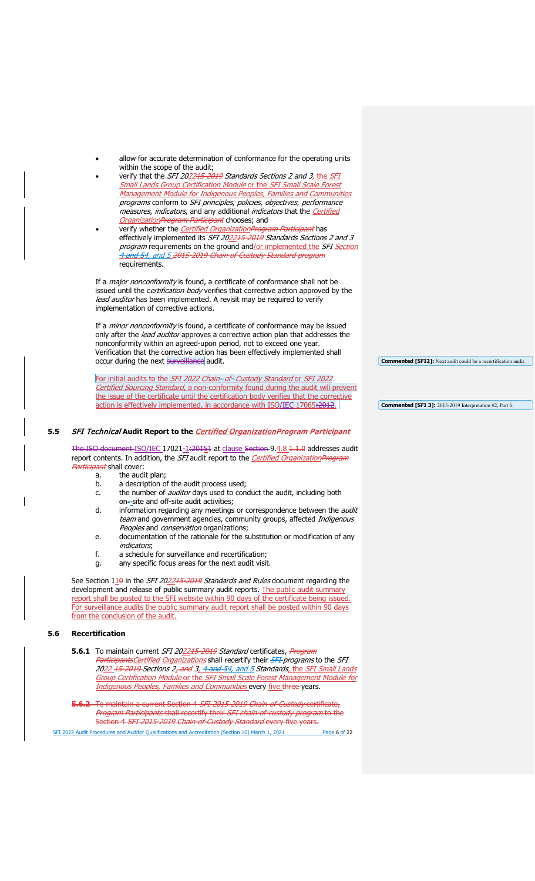- allow for accurate determination of conformance for the operating units within the scope of the audit;
- verify that the *SFI 2022~~15-2019~~ Standards Sections 2 and 3*, the *SFI Small Lands Group Certification Module* or the *SFI Small Scale Forest Management Module for Indigenous Peoples, Families and Communities* *programs* conform to *SFI principles, policies, objectives, performance measures, indicators*, and any additional *indicators* that the *Certified Organization*~~*Program Participant*~~ chooses; and
- verify whether the *Certified Organization*~~*Program Participant*~~ has effectively implemented its *SFI 2022~~15-2019~~ Standards Sections 2 and 3 program* requirements on the ground and/or implemented the *SFI Section ~~4 and 5~~4, and 5 ~~2015-2019 Chain of Custody Standard program~~* requirements.

If a *major nonconformity* is found, a certificate of conformance shall not be issued until the *certification body* verifies that corrective action approved by the *lead auditor* has been implemented. A revisit may be required to verify implementation of corrective actions.

If a *minor nonconformity* is found, a certificate of conformance may be issued only after the *lead auditor* approves a corrective action plan that addresses the nonconformity within an agreed-upon period, not to exceed one year. Verification that the corrective action has been effectively implemented shall occur during the next ~~surveillance~~ audit.

For initial audits to the *SFI 2022 Chain-of-Custody Standard* or *SFI 2022 Certified Sourcing Standard*, a non-conformity found during the audit will prevent the issue of the certificate until the certification body verifies that the corrective action is effectively implemented, in accordance with ISO/IEC 17065~~:2012~~.

**Commented [SFI2]:** Next audit could be a recertification audit.

**Commented [SFI 3]:** 2015-2019 Interpretation #2, Part 6.

## 5.5 *SFI Technical* Audit Report to the *Certified Organization*~~*Program Participant*~~

~~The ISO document~~ ISO/IEC 17021-1~~:2015~~1 at clause ~~Section~~ 9.4.8 ~~1.1.0~~ addresses audit report contents. In addition, the *SFI* audit report to the *Certified Organization*~~*Program Participant*~~ shall cover:

a. the audit plan;
b. a description of the audit process used;
c. the number of *auditor* days used to conduct the audit, including both on-~~-~~site and off-site audit activities;
d. information regarding any meetings or correspondence between the *audit team* and government agencies, community groups, affected *Indigenous Peoples* and *conservation* organizations;
e. documentation of the rationale for the substitution or modification of any *indicators*;
f. a schedule for surveillance and recertification;
g. any specific focus areas for the next audit visit.

See Section 11~~0~~ in the *SFI 2022~~15-2019~~ Standards and Rules* document regarding the development and release of public summary audit reports. The public audit summary report shall be posted to the SFI website within 90 days of the certificate being issued. For surveillance audits the public summary audit report shall be posted within 90 days from the conclusion of the audit.

## 5.6 Recertification

**5.6.1** To maintain current *SFI 2022~~15-2019~~ Standard* certificates, ~~*Program Participants*~~*Certified Organizations* shall recertify their ~~*SFI*~~ *programs* to the *SFI 2022 ~~15-2019~~ Sections 2~~, and~~ 3, ~~4 and 5~~4, and 5 Standards*, the *SFI Small Lands Group Certification Module* or the *SFI Small Scale Forest Management Module for Indigenous Peoples, Families and Communities* every five ~~three~~ years.

~~**5.6.2** To maintain a current Section 4 *SFI 2015-2019 Chain-of-Custody* certificate, *Program Participants* shall recertify their *SFI chain-of-custody program* to the Section 4 *SFI 2015-2019 Chain-of-Custody Standard* every five years.~~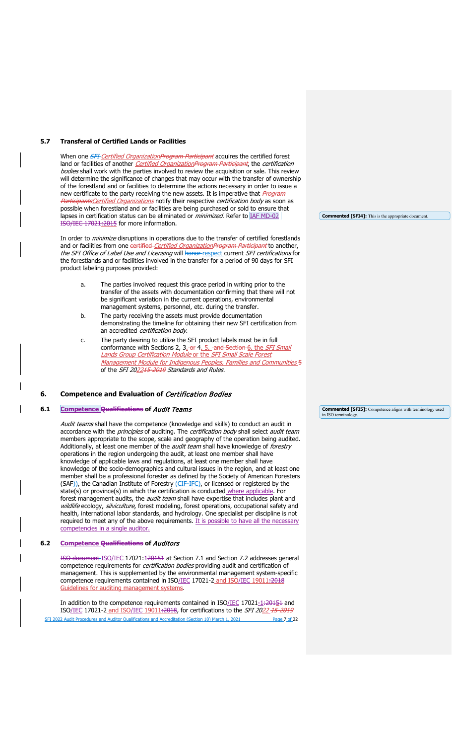### 5.7 Transferal of Certified Lands or Facilities

When one ~~*SFI*~~ *Certified Organization*~~*Program Participant*~~ acquires the certified forest land or facilities of another *Certified Organization*~~*Program Participant*~~, the *certification bodies* shall work with the parties involved to review the acquisition or sale. This review will determine the significance of changes that may occur with the transfer of ownership of the forestland and or facilities to determine the actions necessary in order to issue a new certificate to the party receiving the new assets. It is imperative that ~~*Program Participants*~~*Certified Organizations* notify their respective *certification body* as soon as possible when forestland and or facilities are being purchased or sold to ensure that lapses in certification status can be eliminated or *minimized*. Refer to IAF MD-02 ~~ISO/IEC 17021:2015~~ for more information.

> **Commented [SFI4]:** This is the appropriate document.

In order to *minimize* disruptions in operations due to the transfer of certified forestlands and or facilities from one ~~certified~~ *Certified Organization*~~*Program Participant*~~ to another, *the SFI Office of Label Use and Licensing* will ~~honor~~ respect current *SFI certifications* for the forestlands and or facilities involved in the transfer for a period of 90 days for SFI product labeling purposes provided:

a. The parties involved request this grace period in writing prior to the transfer of the assets with documentation confirming that there will not be significant variation in the current operations, environmental management systems, personnel, etc. during the transfer.

b. The party receiving the assets must provide documentation demonstrating the timeline for obtaining their new SFI certification from an accredited *certification body*.

c. The party desiring to utilize the SFI product labels must be in full conformance with Sections 2, 3, ~~or~~ 4, 5, ~~and Section~~ 6, the *SFI Small Lands Group Certification Module* or the *SFI Small Scale Forest Management Module for Indigenous Peoples, Families and Communities* ~~5~~ of the *SFI 2022~~15-2019~~ Standards and Rules*.

## 6. Competence and Evaluation of *Certification Bodies*

### 6.1 Competence ~~Qualifications~~ of *Audit Teams*

> **Commented [SFI5]:** Competence aligns with terminology used in ISO terminology.

*Audit teams* shall have the competence (knowledge and skills) to conduct an audit in accordance with the *principles* of auditing. The *certification body* shall select *audit team* members appropriate to the scope, scale and geography of the operation being audited. Additionally, at least one member of the *audit team* shall have knowledge of *forestry* operations in the region undergoing the audit, at least one member shall have knowledge of applicable laws and regulations, at least one member shall have knowledge of the socio-demographics and cultural issues in the region, and at least one member shall be a professional forester as defined by the Society of American Foresters (SAF~~)~~), the Canadian Institute of Forestry (CIF-IFC), or licensed or registered by the state(s) or province(s) in which the certification is conducted where applicable. For forest management audits, the *audit team* shall have expertise that includes plant and *wildlife* ecology, *silviculture*, forest modeling, forest operations, occupational safety and health, international labor standards, and hydrology. One specialist per discipline is not required to meet any of the above requirements. It is possible to have all the necessary competencies in a single auditor.

### 6.2 Competence ~~Qualifications~~ of *Auditors*

~~ISO document~~ ISO/IEC 17021:~~1~~2015~~1~~ at Section 7.1 and Section 7.2 addresses general competence requirements for *certification bodies* providing audit and certification of management. This is supplemented by the environmental management system-specific competence requirements contained in ISO/IEC 17021-2 and ISO/IEC 19011~~:2018~~ Guidelines for auditing management systems.

In addition to the competence requirements contained in ISO/IEC 17021-~~1:2015~~1 and ISO/IEC 17021-2 and ISO/IEC 19011~~:2018~~, for certifications to the *SFI 2022 ~~15-2019~~*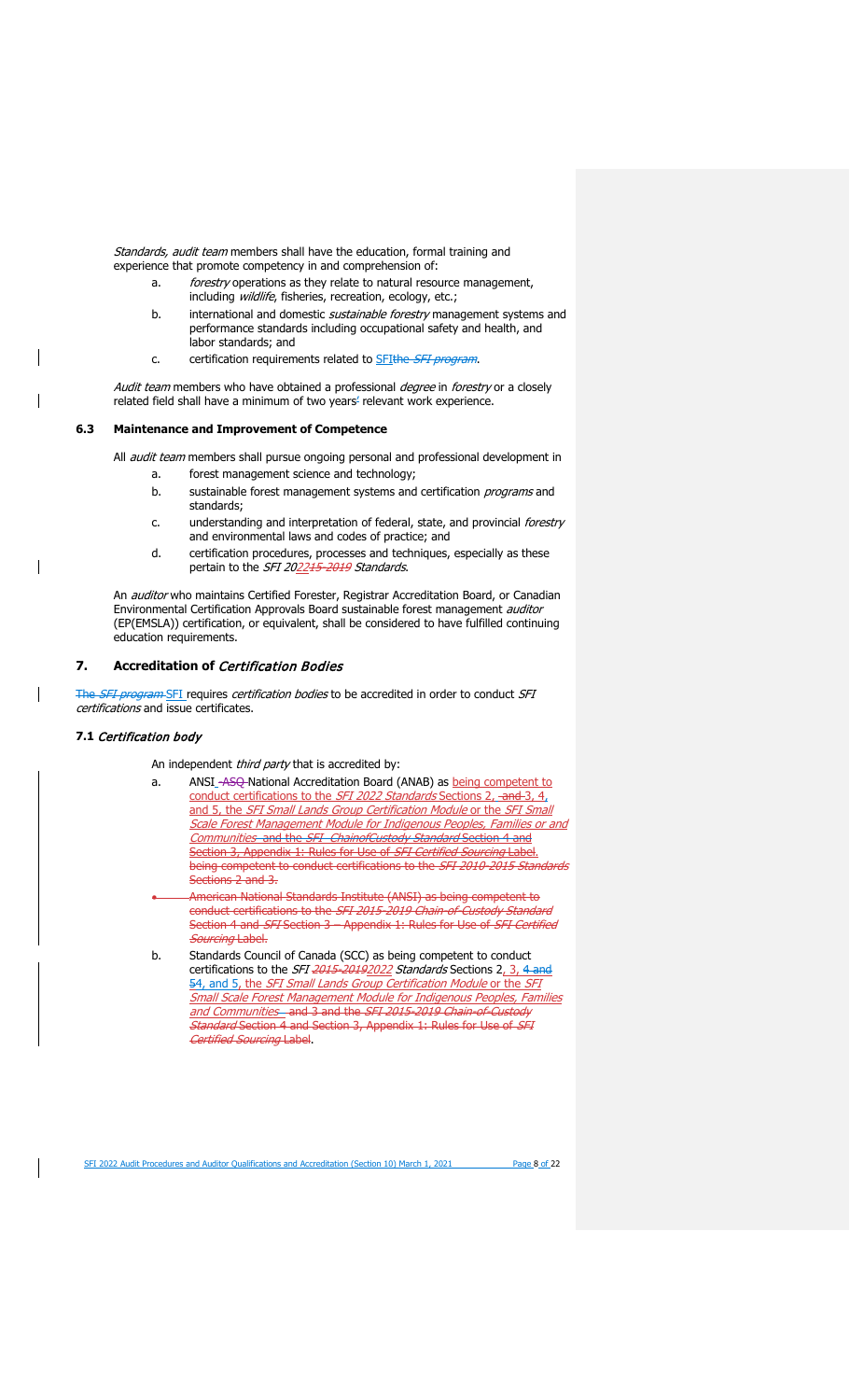*Standards, audit team* members shall have the education, formal training and experience that promote competency in and comprehension of:

a. *forestry* operations as they relate to natural resource management, including *wildlife*, fisheries, recreation, ecology, etc.;

b. international and domestic *sustainable forestry* management systems and performance standards including occupational safety and health, and labor standards; and

c. certification requirements related to SFI~~the *SFI program*~~.

*Audit team* members who have obtained a professional *degree* in *forestry* or a closely related field shall have a minimum of two years' relevant work experience.

### 6.3 Maintenance and Improvement of Competence

All *audit team* members shall pursue ongoing personal and professional development in

a. forest management science and technology;

b. sustainable forest management systems and certification *programs* and standards;

c. understanding and interpretation of federal, state, and provincial *forestry* and environmental laws and codes of practice; and

d. certification procedures, processes and techniques, especially as these pertain to the *SFI 2022~~15-2019~~ Standards*.

An *auditor* who maintains Certified Forester, Registrar Accreditation Board, or Canadian Environmental Certification Approvals Board sustainable forest management *auditor* (EP(EMSLA)) certification, or equivalent, shall be considered to have fulfilled continuing education requirements.

## 7. Accreditation of *Certification Bodies*

~~The *SFI program*~~ SFI requires *certification bodies* to be accredited in order to conduct *SFI certifications* and issue certificates.

### 7.1 *Certification body*

An independent *third party* that is accredited by:

a. ANSI ~~-ASQ~~ National Accreditation Board (ANAB) as being competent to conduct certifications to the *SFI 2022 Standards* Sections 2, ~~and~~ 3, 4, and 5, the *SFI Small Lands Group Certification Module* or the *SFI Small Scale Forest Management Module for Indigenous Peoples, Families or and Communities* ~~and the *SFI ChainofCustody Standard* Section 4 and Section 3, Appendix 1: Rules for Use of *SFI Certified Sourcing* Label. being competent to conduct certifications to the *SFI 2010-2015 Standards* Sections 2 and 3.~~

- ~~American National Standards Institute (ANSI) as being competent to conduct certifications to the *SFI 2015-2019 Chain-of-Custody Standard* Section 4 and *SFI* Section 3 – Appendix 1: Rules for Use of *SFI Certified Sourcing* Label.~~

b. Standards Council of Canada (SCC) as being competent to conduct certifications to the *SFI ~~2015-2019~~2022 Standards* Sections 2, 3, ~~4 and~~ ~~5~~4, and 5, the *SFI Small Lands Group Certification Module* or the *SFI Small Scale Forest Management Module for Indigenous Peoples, Families and Communities* ~~and 3 and the *SFI 2015-2019 Chain-of-Custody Standard* Section 4 and Section 3, Appendix 1: Rules for Use of *SFI Certified Sourcing*~~ Label.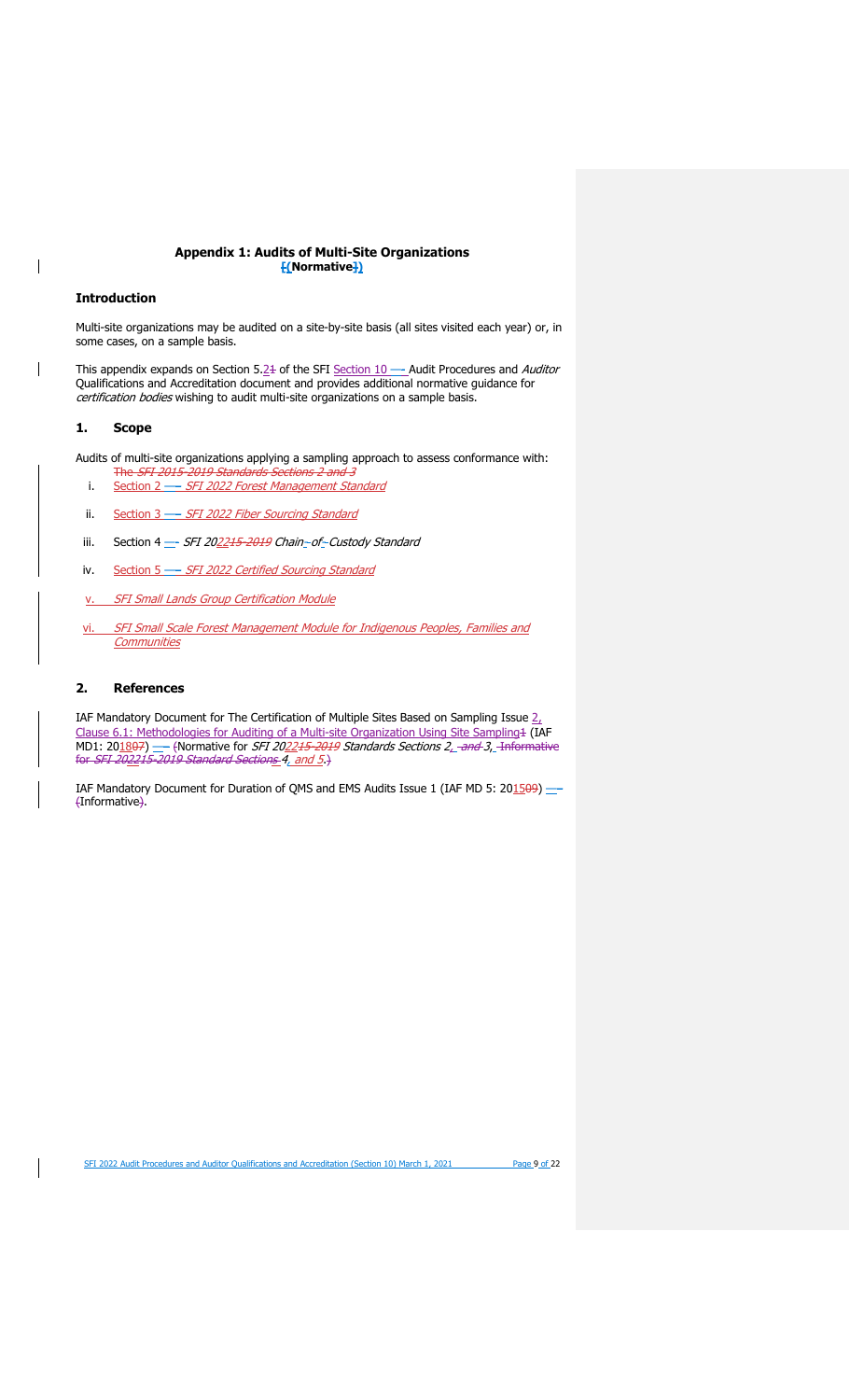## Appendix 1: Audits of Multi-Site Organizations (Normative)

### Introduction

Multi-site organizations may be audited on a site-by-site basis (all sites visited each year) or, in some cases, on a sample basis.

This appendix expands on Section 5.2 of the SFI Section 10 – Audit Procedures and *Auditor* Qualifications and Accreditation document and provides additional normative guidance for *certification bodies* wishing to audit multi-site organizations on a sample basis.

### 1. Scope

Audits of multi-site organizations applying a sampling approach to assess conformance with:

i. Section 2 – *SFI 2022 Forest Management Standard*
ii. Section 3 – *SFI 2022 Fiber Sourcing Standard*
iii. Section 4 – *SFI 2022 Chain-of-Custody Standard*
iv. Section 5 – *SFI 2022 Certified Sourcing Standard*
v. *SFI Small Lands Group Certification Module*
vi. *SFI Small Scale Forest Management Module for Indigenous Peoples, Families and Communities*

### 2. References

IAF Mandatory Document for The Certification of Multiple Sites Based on Sampling Issue 2, Clause 6.1: Methodologies for Auditing of a Multi-site Organization Using Site Sampling (IAF MD1: 2018) – Normative for *SFI 2022 Standards Sections 2, 3, 4, and 5.*

IAF Mandatory Document for Duration of QMS and EMS Audits Issue 1 (IAF MD 5: 2015) – Informative.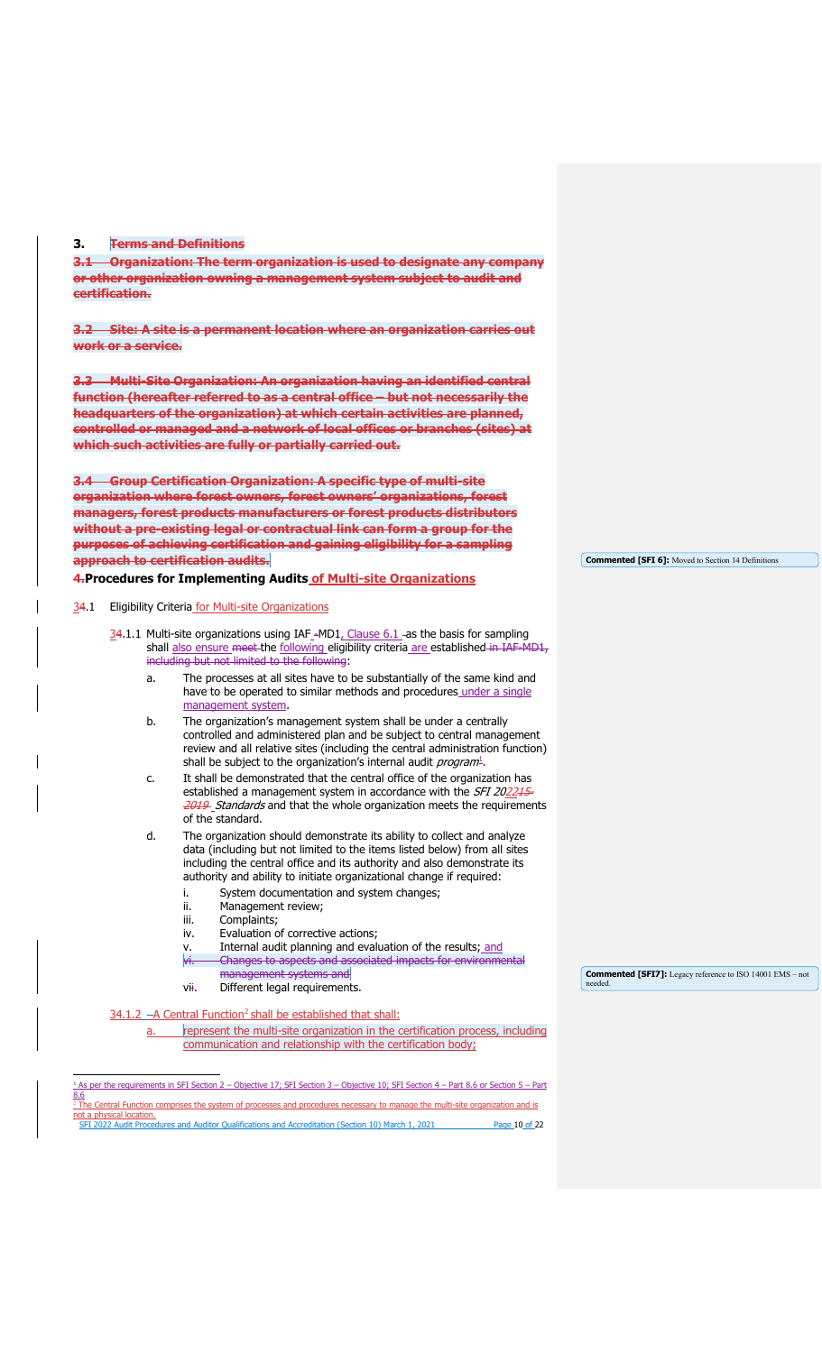## 3. ~~Terms and Definitions~~

~~**3.1 Organization: The term organization is used to designate any company or other organization owning a management system subject to audit and certification.**~~

~~**3.2 Site: A site is a permanent location where an organization carries out work or a service.**~~

~~**3.3 Multi-Site Organization: An organization having an identified central function (hereafter referred to as a central office – but not necessarily the headquarters of the organization) at which certain activities are planned, controlled or managed and a network of local offices or branches (sites) at which such activities are fully or partially carried out.**~~

~~**3.4 Group Certification Organization: A specific type of multi-site organization where forest owners, forest owners' organizations, forest managers, forest products manufacturers or forest products distributors without a pre-existing legal or contractual link can form a group for the purposes of achieving certification and gaining eligibility for a sampling approach to certification audits.**~~

**Commented [SFI 6]:** Moved to Section 14 Definitions

## ~~4.~~Procedures for Implementing Audits of Multi-site Organizations

~~3~~4.1 Eligibility Criteria for Multi-site Organizations

~~3~~4.1.1 Multi-site organizations using IAF ~~-~~MD1, Clause 6.1 ~~-~~as the basis for sampling shall also ensure ~~meet~~ the following eligibility criteria are established ~~in IAF-MD1, including but not limited to the following~~:

a. The processes at all sites have to be substantially of the same kind and have to be operated to similar methods and procedures under a single management system.

b. The organization's management system shall be under a centrally controlled and administered plan and be subject to central management review and all relative sites (including the central administration function) shall be subject to the organization's internal audit *program*[1].

c. It shall be demonstrated that the central office of the organization has established a management system in accordance with the *SFI 20*~~*15-2019*~~*22* *Standards* and that the whole organization meets the requirements of the standard.

d. The organization should demonstrate its ability to collect and analyze data (including but not limited to the items listed below) from all sites including the central office and its authority and also demonstrate its authority and ability to initiate organizational change if required:

   i. System documentation and system changes;
   ii. Management review;
   iii. Complaints;
   iv. Evaluation of corrective actions;
   v. Internal audit planning and evaluation of the results; and
   ~~vi. Changes to aspects and associated impacts for environmental management systems and~~
   vii. Different legal requirements.

**Commented [SFI7]:** Legacy reference to ISO 14001 EMS – not needed.

~~3~~4.1.2 ~~–~~A Central Function[2] shall be established that shall:

a. represent the multi-site organization in the certification process, including communication and relationship with the certification body;

---

[1] As per the requirements in SFI Section 2 – Objective 17; SFI Section 3 – Objective 10; SFI Section 4 – Part 8.6 or Section 5 – Part 8.6

[2] The Central Function comprises the system of processes and procedures necessary to manage the multi-site organization and is not a physical location.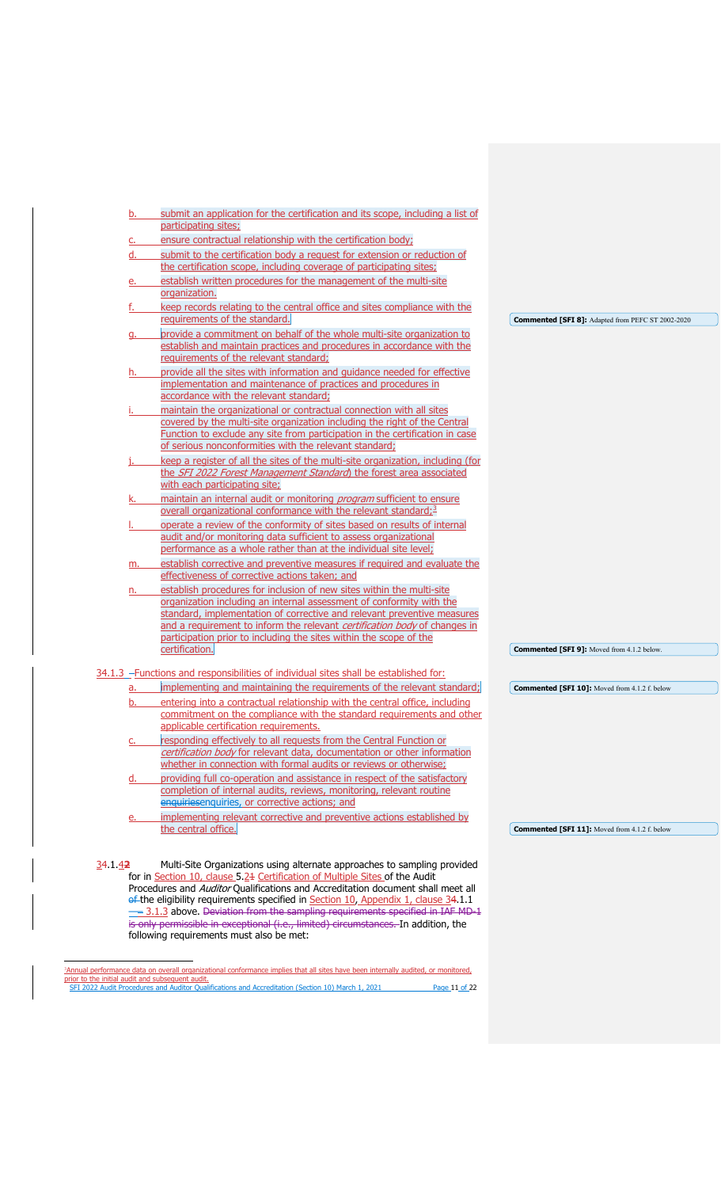b. submit an application for the certification and its scope, including a list of participating sites;
c. ensure contractual relationship with the certification body;
d. submit to the certification body a request for extension or reduction of the certification scope, including coverage of participating sites;
e. establish written procedures for the management of the multi-site organization.
f. keep records relating to the central office and sites compliance with the requirements of the standard.
g. provide a commitment on behalf of the whole multi-site organization to establish and maintain practices and procedures in accordance with the requirements of the relevant standard;
h. provide all the sites with information and guidance needed for effective implementation and maintenance of practices and procedures in accordance with the relevant standard;
i. maintain the organizational or contractual connection with all sites covered by the multi-site organization including the right of the Central Function to exclude any site from participation in the certification in case of serious nonconformities with the relevant standard;
j. keep a register of all the sites of the multi-site organization, including (for the *SFI 2022 Forest Management Standard*) the forest area associated with each participating site;
k. maintain an internal audit or monitoring *program* sufficient to ensure overall organizational conformance with the relevant standard;[3]
l. operate a review of the conformity of sites based on results of internal audit and/or monitoring data sufficient to assess organizational performance as a whole rather than at the individual site level;
m. establish corrective and preventive measures if required and evaluate the effectiveness of corrective actions taken; and
n. establish procedures for inclusion of new sites within the multi-site organization including an internal assessment of conformity with the standard, implementation of corrective and relevant preventive measures and a requirement to inform the relevant *certification body* of changes in participation prior to including the sites within the scope of the certification.

Commented [SFI 8]: Adapted from PEFC ST 2002-2020

Commented [SFI 9]: Moved from 4.1.2 below.

34.1.3 –Functions and responsibilities of individual sites shall be established for:

a. implementing and maintaining the requirements of the relevant standard;
b. entering into a contractual relationship with the central office, including commitment on the compliance with the standard requirements and other applicable certification requirements.
c. responding effectively to all requests from the Central Function or *certification body* for relevant data, documentation or other information whether in connection with formal audits or reviews or otherwise;
d. providing full co-operation and assistance in respect of the satisfactory completion of internal audits, reviews, monitoring, relevant routine enquiriesenquiries, or corrective actions; and
e. implementing relevant corrective and preventive actions established by the central office.

Commented [SFI 10]: Moved from 4.1.2 f. below

Commented [SFI 11]: Moved from 4.1.2 f. below

34.1.42 Multi-Site Organizations using alternate approaches to sampling provided for in Section 10, clause 5.21 Certification of Multiple Sites of the Audit Procedures and *Auditor* Qualifications and Accreditation document shall meet all of the eligibility requirements specified in Section 10, Appendix 1, clause 34.1.1 –– 3.1.3 above. Deviation from the sampling requirements specified in IAF MD-1 is only permissible in exceptional (i.e., limited) circumstances. In addition, the following requirements must also be met:

[3]Annual performance data on overall organizational conformance implies that all sites have been internally audited, or monitored, prior to the initial audit and subsequent audit.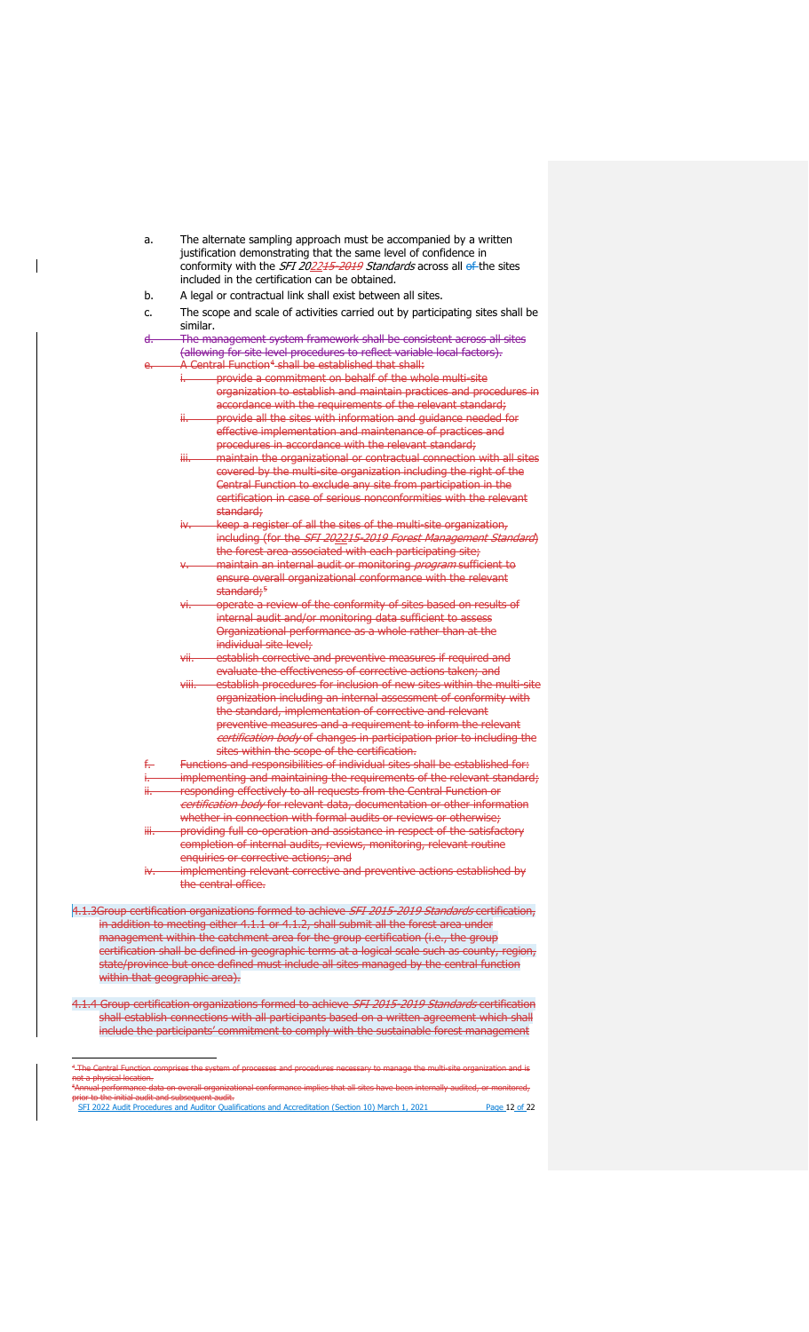a. The alternate sampling approach must be accompanied by a written justification demonstrating that the same level of confidence in conformity with the *SFI 2022~~15-2019~~ Standards* across all ~~of~~ the sites included in the certification can be obtained.

b. A legal or contractual link shall exist between all sites.

c. The scope and scale of activities carried out by participating sites shall be similar.

~~d. The management system framework shall be consistent across all sites (allowing for site level procedures to reflect variable local factors).~~

~~e. A Central Function[4] shall be established that shall:~~

~~i. provide a commitment on behalf of the whole multi-site organization to establish and maintain practices and procedures in accordance with the requirements of the relevant standard;~~

~~ii. provide all the sites with information and guidance needed for effective implementation and maintenance of practices and procedures in accordance with the relevant standard;~~

~~iii. maintain the organizational or contractual connection with all sites covered by the multi-site organization including the right of the Central Function to exclude any site from participation in the certification in case of serious nonconformities with the relevant standard;~~

~~iv. keep a register of all the sites of the multi-site organization, including (for the *SFI 202215-2019 Forest Management Standard*) the forest area associated with each participating site;~~

~~v. maintain an internal audit or monitoring *program* sufficient to ensure overall organizational conformance with the relevant standard;[5]~~

~~vi. operate a review of the conformity of sites based on results of internal audit and/or monitoring data sufficient to assess Organizational performance as a whole rather than at the individual site level;~~

~~vii. establish corrective and preventive measures if required and evaluate the effectiveness of corrective actions taken; and~~

~~viii. establish procedures for inclusion of new sites within the multi-site organization including an internal assessment of conformity with the standard, implementation of corrective and relevant preventive measures and a requirement to inform the relevant *certification body* of changes in participation prior to including the sites within the scope of the certification.~~

~~f. Functions and responsibilities of individual sites shall be established for:~~

~~i. implementing and maintaining the requirements of the relevant standard;~~

~~ii. responding effectively to all requests from the Central Function or *certification body* for relevant data, documentation or other information whether in connection with formal audits or reviews or otherwise;~~

~~iii. providing full co-operation and assistance in respect of the satisfactory completion of internal audits, reviews, monitoring, relevant routine enquiries or corrective actions; and~~

~~iv. implementing relevant corrective and preventive actions established by the central office.~~

~~4.1.3 Group certification organizations formed to achieve *SFI 2015-2019 Standards* certification, in addition to meeting either 4.1.1 or 4.1.2, shall submit all the forest area under management within the catchment area for the group certification (i.e., the group certification shall be defined in geographic terms at a logical scale such as county, region, state/province but once defined must include all sites managed by the central function within that geographic area).~~

~~4.1.4 Group certification organizations formed to achieve *SFI 2015-2019 Standards* certification shall establish connections with all participants based on a written agreement which shall include the participants' commitment to comply with the sustainable forest management~~

---

~~[4] The Central Function comprises the system of processes and procedures necessary to manage the multi-site organization and is not a physical location.~~

~~[5] Annual performance data on overall organizational conformance implies that all sites have been internally audited, or monitored, prior to the initial audit and subsequent audit.~~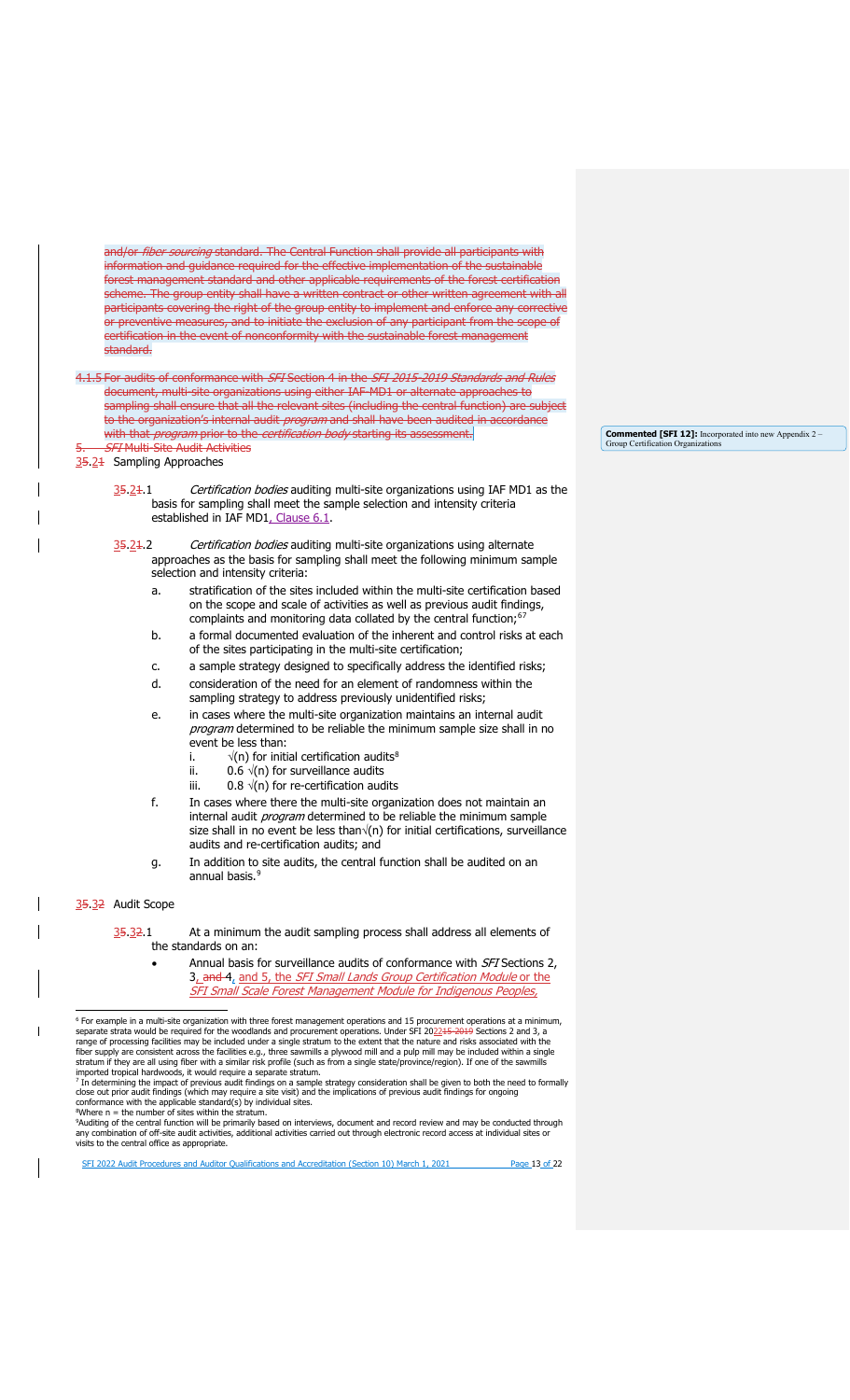and/or *fiber sourcing* standard. The Central Function shall provide all participants with information and guidance required for the effective implementation of the sustainable forest management standard and other applicable requirements of the forest certification scheme. The group entity shall have a written contract or other written agreement with all participants covering the right of the group entity to implement and enforce any corrective or preventive measures, and to initiate the exclusion of any participant from the scope of certification in the event of nonconformity with the sustainable forest management standard.

4.1.5 For audits of conformance with *SFI* Section 4 in the *SFI 2015-2019 Standards and Rules* document, multi-site organizations using either IAF-MD1 or alternate approaches to sampling shall ensure that all the relevant sites (including the central function) are subject to the organization's internal audit *program* and shall have been audited in accordance with that *program* prior to the *certification body* starting its assessment.

**Commented [SFI 12]:** Incorporated into new Appendix 2 – Group Certification Organizations

5. *SFI* Multi-Site Audit Activities

35.21 Sampling Approaches

35.21.1 *Certification bodies* auditing multi-site organizations using IAF MD1 as the basis for sampling shall meet the sample selection and intensity criteria established in IAF MD1, Clause 6.1.

35.21.2 *Certification bodies* auditing multi-site organizations using alternate approaches as the basis for sampling shall meet the following minimum sample selection and intensity criteria:

a. stratification of the sites included within the multi-site certification based on the scope and scale of activities as well as previous audit findings, complaints and monitoring data collated by the central function;[6][7]

b. a formal documented evaluation of the inherent and control risks at each of the sites participating in the multi-site certification;

c. a sample strategy designed to specifically address the identified risks;

d. consideration of the need for an element of randomness within the sampling strategy to address previously unidentified risks;

e. in cases where the multi-site organization maintains an internal audit *program* determined to be reliable the minimum sample size shall in no event be less than:
   i. $\sqrt{(n)}$ for initial certification audits[8]
   ii. $0.6\sqrt{(n)}$ for surveillance audits
   iii. $0.8\sqrt{(n)}$ for re-certification audits

f. In cases where there the multi-site organization does not maintain an internal audit *program* determined to be reliable the minimum sample size shall in no event be less than $\sqrt{(n)}$ for initial certifications, surveillance audits and re-certification audits; and

g. In addition to site audits, the central function shall be audited on an annual basis.[9]

35.32 Audit Scope

35.32.1 At a minimum the audit sampling process shall address all elements of the standards on an:

- Annual basis for surveillance audits of conformance with *SFI* Sections 2, 3, and 4, and 5, the *SFI Small Lands Group Certification Module* or the *SFI Small Scale Forest Management Module for Indigenous Peoples*,

---

[6] For example in a multi-site organization with three forest management operations and 15 procurement operations at a minimum, separate strata would be required for the woodlands and procurement operations. Under SFI 202215-2019 Sections 2 and 3, a range of processing facilities may be included under a single stratum to the extent that the nature and risks associated with the fiber supply are consistent across the facilities e.g., three sawmills a plywood mill and a pulp mill may be included within a single stratum if they are all using fiber with a similar risk profile (such as from a single state/province/region). If one of the sawmills imported tropical hardwoods, it would require a separate stratum.

[7] In determining the impact of previous audit findings on a sample strategy consideration shall be given to both the need to formally close out prior audit findings (which may require a site visit) and the implications of previous audit findings for ongoing conformance with the applicable standard(s) by individual sites.

[8] Where n = the number of sites within the stratum.

[9] Auditing of the central function will be primarily based on interviews, document and record review and may be conducted through any combination of off-site audit activities, additional activities carried out through electronic record access at individual sites or visits to the central office as appropriate.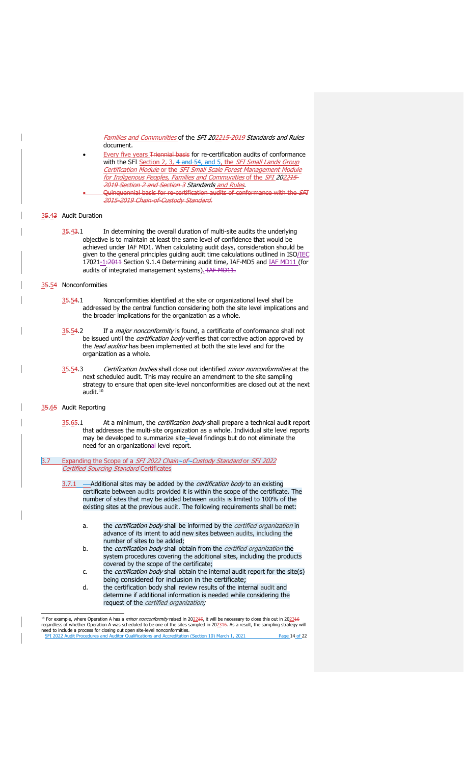*Families and Communities* of the *SFI 2022~~15-2019~~ Standards and Rules* document.

- Every five years ~~Triennial basis~~ for re-certification audits of conformance with the SFI Section 2, 3, ~~4 and 5~~4, and 5, the *SFI Small Lands Group Certification Module* or the *SFI Small Scale Forest Management Module for Indigenous Peoples, Families and Communities* of the *SFI 2022~~15-2019 Section 2 and Section 3~~ Standards and Rules*.
- ~~Quinquennial basis for re-certification audits of conformance with the *SFI 2015-2019 Chain-of-Custody Standard*.~~

## 3~~5~~.4~~3~~ Audit Duration

3~~5~~.4~~3~~.1 In determining the overall duration of multi-site audits the underlying objective is to maintain at least the same level of confidence that would be achieved under IAF MD1. When calculating audit days, consideration should be given to the general principles guiding audit time calculations outlined in ISO/IEC 17021-1:~~2011~~ Section 9.1.4 Determining audit time, IAF-MD5 and IAF MD11 (for audits of integrated management systems). ~~IAF MD11.~~

## 3~~5~~.5~~4~~ Nonconformities

3~~5~~.5~~4~~.1 Nonconformities identified at the site or organizational level shall be addressed by the central function considering both the site level implications and the broader implications for the organization as a whole.

3~~5~~.5~~4~~.2 If a *major nonconformity* is found, a certificate of conformance shall not be issued until the *certification body* verifies that corrective action approved by the *lead auditor* has been implemented at both the site level and for the organization as a whole.

3~~5~~.5~~4~~.3 *Certification bodies* shall close out identified *minor nonconformities* at the next scheduled audit. This may require an amendment to the site sampling strategy to ensure that open site-level nonconformities are closed out at the next audit.[10]

## 3~~5~~.6~~5~~ Audit Reporting

3~~5~~.6~~5~~.1 At a minimum, the *certification body* shall prepare a technical audit report that addresses the multi-site organization as a whole. Individual site level reports may be developed to summarize site-level findings but do not eliminate the need for an organization~~al~~ level report.

## 3.7 Expanding the Scope of a *SFI 2022 Chain-of-Custody Standard* or *SFI 2022 Certified Sourcing Standard* Certificates

3.7.1 Additional sites may be added by the *certification body* to an existing certificate between audits provided it is within the scope of the certificate. The number of sites that may be added between audits is limited to 100% of the existing sites at the previous audit. The following requirements shall be met:

a. the *certification body* shall be informed by the *certified organization* in advance of its intent to add new sites between audits, including the number of sites to be added;

b. the *certification body* shall obtain from the *certified organization* the system procedures covering the additional sites, including the products covered by the scope of the certificate;

c. the *certification body* shall obtain the internal audit report for the site(s) being considered for inclusion in the certificate;

d. the certification body shall review results of the internal audit and determine if additional information is needed while considering the request of the *certified organization;*

[10] For example, where Operation A has a *minor nonconformity* raised in 2022~~15~~, it will be necessary to close this out in 2023~~16~~ regardless of whether Operation A was scheduled to be one of the sites sampled in 2023~~16~~. As a result, the sampling strategy will need to include a process for closing out open site-level nonconformities.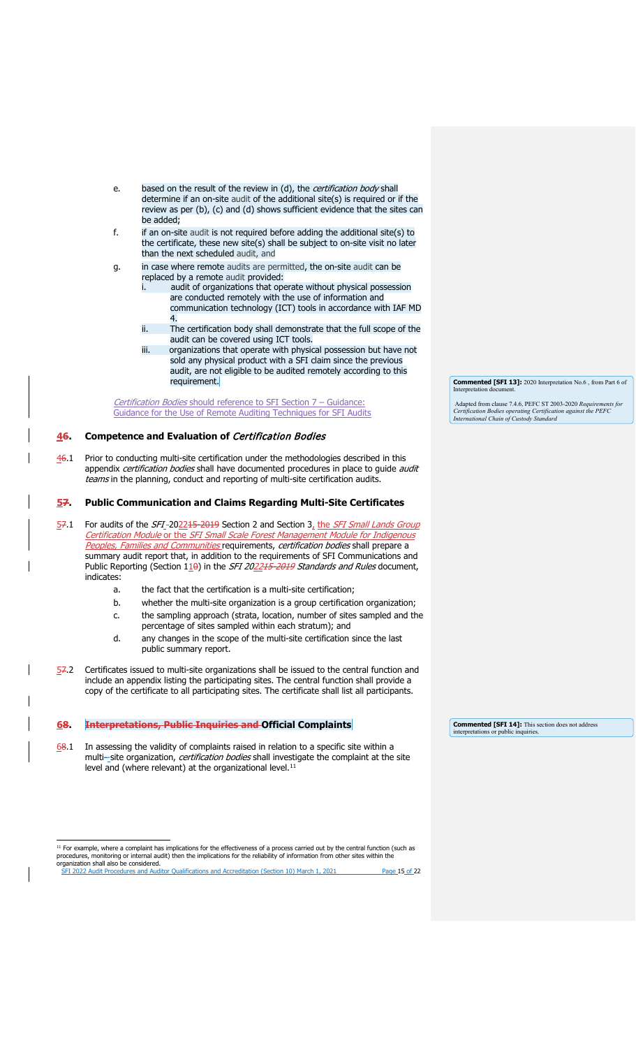e. based on the result of the review in (d), the *certification body* shall determine if an on-site audit of the additional site(s) is required or if the review as per (b), (c) and (d) shows sufficient evidence that the sites can be added;

f. if an on-site audit is not required before adding the additional site(s) to the certificate, these new site(s) shall be subject to on-site visit no later than the next scheduled audit, and

g. in case where remote audits are permitted, the on-site audit can be replaced by a remote audit provided:

   i. audit of organizations that operate without physical possession are conducted remotely with the use of information and communication technology (ICT) tools in accordance with IAF MD 4.

   ii. The certification body shall demonstrate that the full scope of the audit can be covered using ICT tools.

   iii. organizations that operate with physical possession but have not sold any physical product with a SFI claim since the previous audit, are not eligible to be audited remotely according to this requirement.

*Certification Bodies* should reference to SFI Section 7 – Guidance: Guidance for the Use of Remote Auditing Techniques for SFI Audits

**Commented [SFI 13]:** 2020 Interpretation No.6 , from Part 6 of Interpretation document.

Adapted from clause 7.4.6, PEFC ST 2003-2020 *Requirements for Certification Bodies operating Certification against the PEFC International Chain of Custody Standard*

## 4. Competence and Evaluation of *Certification Bodies*

4.1 Prior to conducting multi-site certification under the methodologies described in this appendix *certification bodies* shall have documented procedures in place to guide *audit teams* in the planning, conduct and reporting of multi-site certification audits.

## 5. Public Communication and Claims Regarding Multi-Site Certificates

5.1 For audits of the *SFI* 2022 Section 2 and Section 3, the *SFI Small Lands Group Certification Module* or the *SFI Small Scale Forest Management Module for Indigenous Peoples, Families and Communities* requirements, *certification bodies* shall prepare a summary audit report that, in addition to the requirements of SFI Communications and Public Reporting (Section 11) in the *SFI 2022 Standards and Rules* document, indicates:

a. the fact that the certification is a multi-site certification;

b. whether the multi-site organization is a group certification organization;

c. the sampling approach (strata, location, number of sites sampled and the percentage of sites sampled within each stratum); and

d. any changes in the scope of the multi-site certification since the last public summary report.

5.2 Certificates issued to multi-site organizations shall be issued to the central function and include an appendix listing the participating sites. The central function shall provide a copy of the certificate to all participating sites. The certificate shall list all participants.

## 6. Official Complaints

**Commented [SFI 14]:** This section does not address interpretations or public inquiries.

6.1 In assessing the validity of complaints raised in relation to a specific site within a multi-site organization, *certification bodies* shall investigate the complaint at the site level and (where relevant) at the organizational level.[11]

[11] For example, where a complaint has implications for the effectiveness of a process carried out by the central function (such as procedures, monitoring or internal audit) then the implications for the reliability of information from other sites within the organization shall also be considered.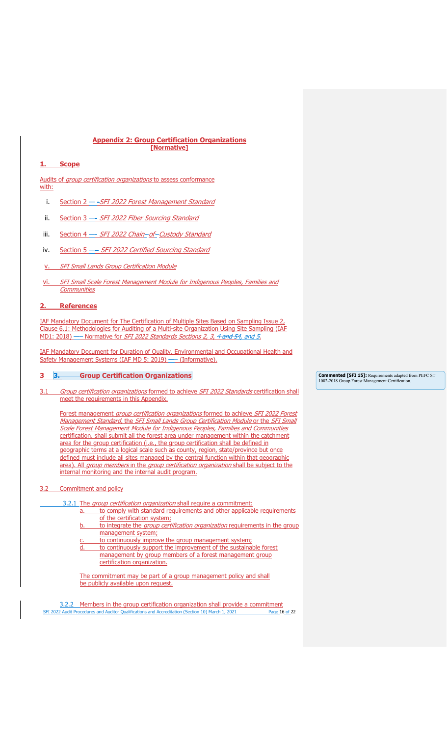## Appendix 2: Group Certification Organizations
**[Normative]**

### 1. Scope

Audits of *group certification organizations* to assess conformance with:

i. Section 2 — *SFI 2022 Forest Management Standard*

ii. Section 3 — *SFI 2022 Fiber Sourcing Standard*

iii. Section 4 — *SFI 2022 Chain-of-Custody Standard*

iv. Section 5 — *SFI 2022 Certified Sourcing Standard*

v. *SFI Small Lands Group Certification Module*

vi. *SFI Small Scale Forest Management Module for Indigenous Peoples, Families and Communities*

### 2. References

IAF Mandatory Document for The Certification of Multiple Sites Based on Sampling Issue 2, Clause 6.1: Methodologies for Auditing of a Multi-site Organization Using Site Sampling (IAF MD1: 2018) — Normative for *SFI 2022 Standards Sections 2, 3, 4, and 5*.

IAF Mandatory Document for Duration of Quality, Environmental and Occupational Health and Safety Management Systems (IAF MD 5: 2019) — (Informative).

### 3 Group Certification Organizations

**Commented [SFI 15]:** Requirements adapted from PEFC ST 1002-2018 Group Forest Management Certification.

3.1 *Group certification organizations* formed to achieve *SFI 2022 Standards* certification shall meet the requirements in this Appendix.

Forest management *group certification organizations* formed to achieve *SFI 2022 Forest Management Standard*, the *SFI Small Lands Group Certification Module* or the *SFI Small Scale Forest Management Module for Indigenous Peoples, Families and Communities* certification, shall submit all the forest area under management within the catchment area for the group certification (i.e., the group certification shall be defined in geographic terms at a logical scale such as county, region, state/province but once defined must include all sites managed by the central function within that geographic area). All *group members* in the *group certification organization* shall be subject to the internal monitoring and the internal audit program.

3.2 Commitment and policy

3.2.1 The *group certification organization* shall require a commitment:

a. to comply with standard requirements and other applicable requirements of the certification system;
b. to integrate the *group certification organization* requirements in the group management system;
c. to continuously improve the group management system;
d. to continuously support the improvement of the sustainable forest management by group members of a forest management group certification organization.

The commitment may be part of a group management policy and shall be publicly available upon request.

3.2.2 Members in the group certification organization shall provide a commitment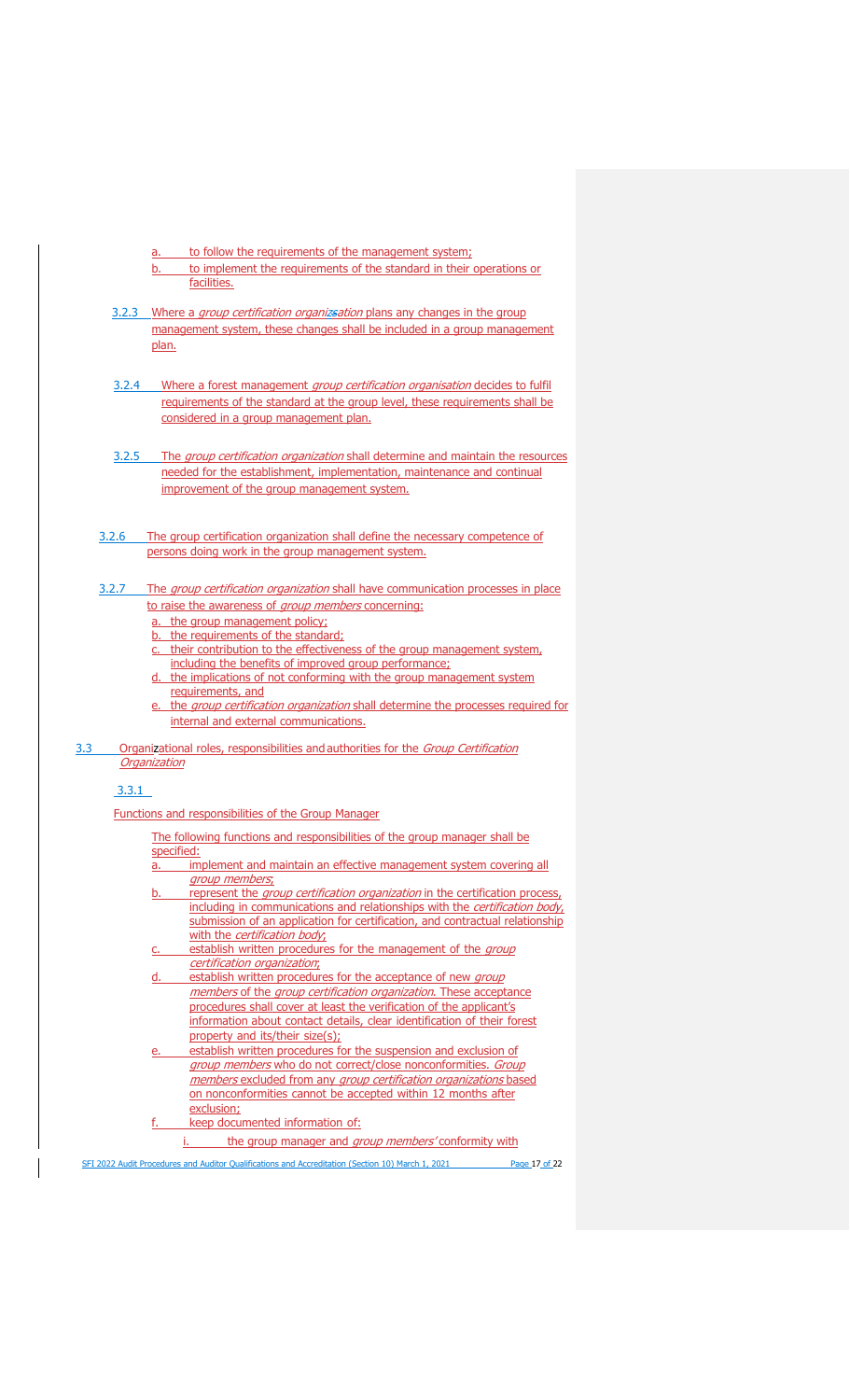a. to follow the requirements of the management system;
b. to implement the requirements of the standard in their operations or facilities.

3.2.3 Where a *group certification organization* plans any changes in the group management system, these changes shall be included in a group management plan.

3.2.4 Where a forest management *group certification organisation* decides to fulfil requirements of the standard at the group level, these requirements shall be considered in a group management plan.

3.2.5 The *group certification organization* shall determine and maintain the resources needed for the establishment, implementation, maintenance and continual improvement of the group management system.

3.2.6 The group certification organization shall define the necessary competence of persons doing work in the group management system.

3.2.7 The *group certification organization* shall have communication processes in place to raise the awareness of *group members* concerning:

a. the group management policy;
b. the requirements of the standard;
c. their contribution to the effectiveness of the group management system, including the benefits of improved group performance;
d. the implications of not conforming with the group management system requirements, and
e. the *group certification organization* shall determine the processes required for internal and external communications.

3.3 Organizational roles, responsibilities and authorities for the *Group Certification Organization*

3.3.1

Functions and responsibilities of the Group Manager

The following functions and responsibilities of the group manager shall be specified:

a. implement and maintain an effective management system covering all *group members*;
b. represent the *group certification organization* in the certification process, including in communications and relationships with the *certification body*, submission of an application for certification, and contractual relationship with the *certification body*;
c. establish written procedures for the management of the *group certification organization*;
d. establish written procedures for the acceptance of new *group members* of the *group certification organization*. These acceptance procedures shall cover at least the verification of the applicant's information about contact details, clear identification of their forest property and its/their size(s);
e. establish written procedures for the suspension and exclusion of *group members* who do not correct/close nonconformities. *Group members* excluded from any *group certification organizations* based on nonconformities cannot be accepted within 12 months after exclusion;
f. keep documented information of:
   i. the group manager and *group members'* conformity with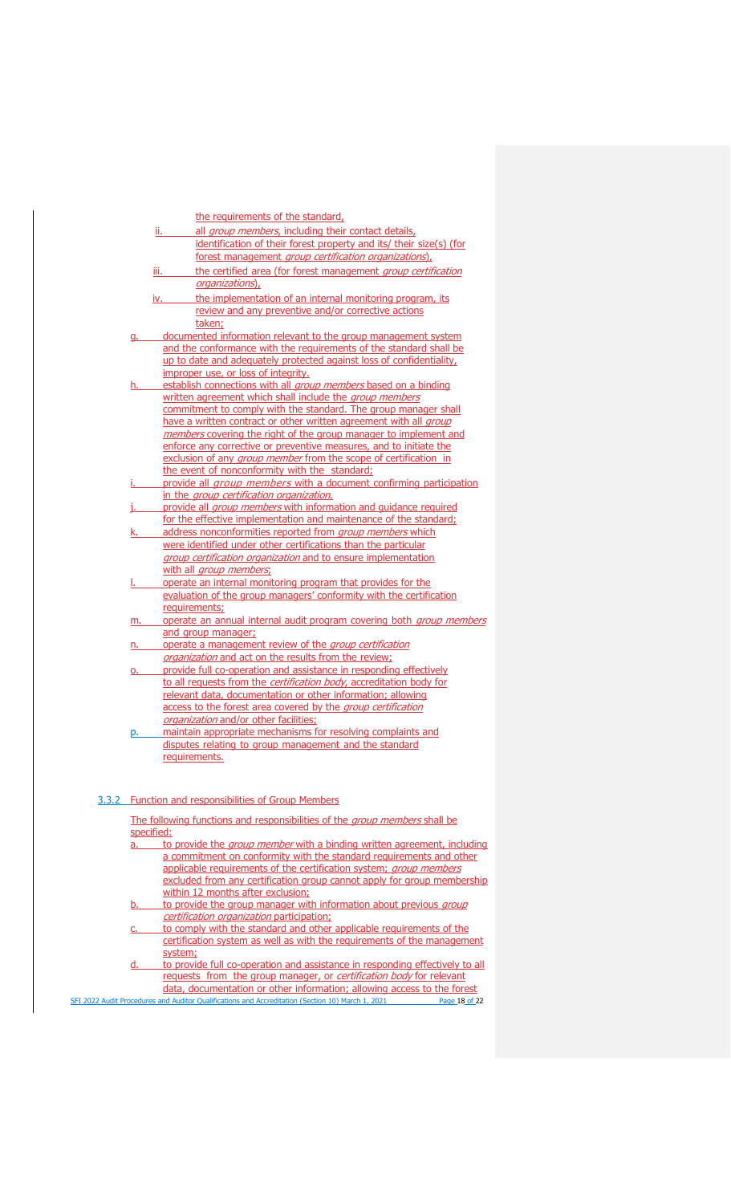the requirements of the standard,

ii. all *group members*, including their contact details, identification of their forest property and its/ their size(s) (for forest management *group certification organizations*),

iii. the certified area (for forest management *group certification organizations*),

iv. the implementation of an internal monitoring program, its review and any preventive and/or corrective actions taken;

g. documented information relevant to the group management system and the conformance with the requirements of the standard shall be up to date and adequately protected against loss of confidentiality, improper use, or loss of integrity.

h. establish connections with all *group members* based on a binding written agreement which shall include the *group members* commitment to comply with the standard. The group manager shall have a written contract or other written agreement with all *group members* covering the right of the group manager to implement and enforce any corrective or preventive measures, and to initiate the exclusion of any *group member* from the scope of certification in the event of nonconformity with the standard;

i. provide all *group members* with a document confirming participation in the *group certification organization.*

j. provide all *group members* with information and guidance required for the effective implementation and maintenance of the standard;

k. address nonconformities reported from *group members* which were identified under other certifications than the particular *group certification organization* and to ensure implementation with all *group members*;

l. operate an internal monitoring program that provides for the evaluation of the group managers' conformity with the certification requirements;

m. operate an annual internal audit program covering both *group members* and group manager;

n. operate a management review of the *group certification organization* and act on the results from the review;

o. provide full co-operation and assistance in responding effectively to all requests from the *certification body*, accreditation body for relevant data, documentation or other information; allowing access to the forest area covered by the *group certification organization* and/or other facilities;

p. maintain appropriate mechanisms for resolving complaints and disputes relating to group management and the standard requirements.

### 3.3.2 Function and responsibilities of Group Members

The following functions and responsibilities of the *group members* shall be specified:

a. to provide the *group member* with a binding written agreement, including a commitment on conformity with the standard requirements and other applicable requirements of the certification system; *group members* excluded from any certification group cannot apply for group membership within 12 months after exclusion;

b. to provide the group manager with information about previous *group certification organization* participation;

c. to comply with the standard and other applicable requirements of the certification system as well as with the requirements of the management system;

d. to provide full co-operation and assistance in responding effectively to all requests from the group manager, or *certification body* for relevant data, documentation or other information; allowing access to the forest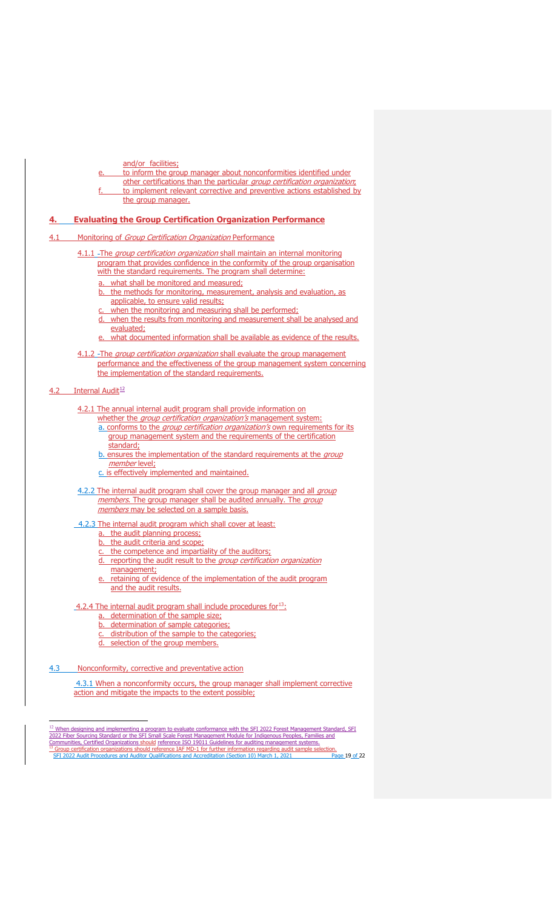and/or facilities;

e. to inform the group manager about nonconformities identified under other certifications than the particular *group certification organization*;

f. to implement relevant corrective and preventive actions established by the group manager.

## 4. Evaluating the Group Certification Organization Performance

### 4.1 Monitoring of *Group Certification Organization* Performance

4.1.1 The *group certification organization* shall maintain an internal monitoring program that provides confidence in the conformity of the group organisation with the standard requirements. The program shall determine:

a. what shall be monitored and measured;
b. the methods for monitoring, measurement, analysis and evaluation, as applicable, to ensure valid results;
c. when the monitoring and measuring shall be performed;
d. when the results from monitoring and measurement shall be analysed and evaluated;
e. what documented information shall be available as evidence of the results.

4.1.2 The *group certification organization* shall evaluate the group management performance and the effectiveness of the group management system concerning the implementation of the standard requirements.

### 4.2 Internal Audit[12]

4.2.1 The annual internal audit program shall provide information on whether the *group certification organization's* management system:

a. conforms to the *group certification organization's* own requirements for its group management system and the requirements of the certification standard;
b. ensures the implementation of the standard requirements at the *group member* level;
c. is effectively implemented and maintained.

4.2.2 The internal audit program shall cover the group manager and all *group members*. The group manager shall be audited annually. The *group members* may be selected on a sample basis.

4.2.3 The internal audit program which shall cover at least:

a. the audit planning process;
b. the audit criteria and scope;
c. the competence and impartiality of the auditors;
d. reporting the audit result to the *group certification organization* management;
e. retaining of evidence of the implementation of the audit program and the audit results.

4.2.4 The internal audit program shall include procedures for[13]:

a. determination of the sample size;
b. determination of sample categories;
c. distribution of the sample to the categories;
d. selection of the group members.

### 4.3 Nonconformity, corrective and preventative action

4.3.1 When a nonconformity occurs, the group manager shall implement corrective action and mitigate the impacts to the extent possible;

---

[12] When designing and implementing a program to evaluate conformance with the SFI 2022 Forest Management Standard, SFI 2022 Fiber Sourcing Standard or the SFI Small Scale Forest Management Module for Indigenous Peoples, Families and Communities, Certified Organizations should reference ISO 19011 Guidelines for auditing management systems.

[13] Group certification organizations should reference IAF MD-1 for further information regarding audit sample selection.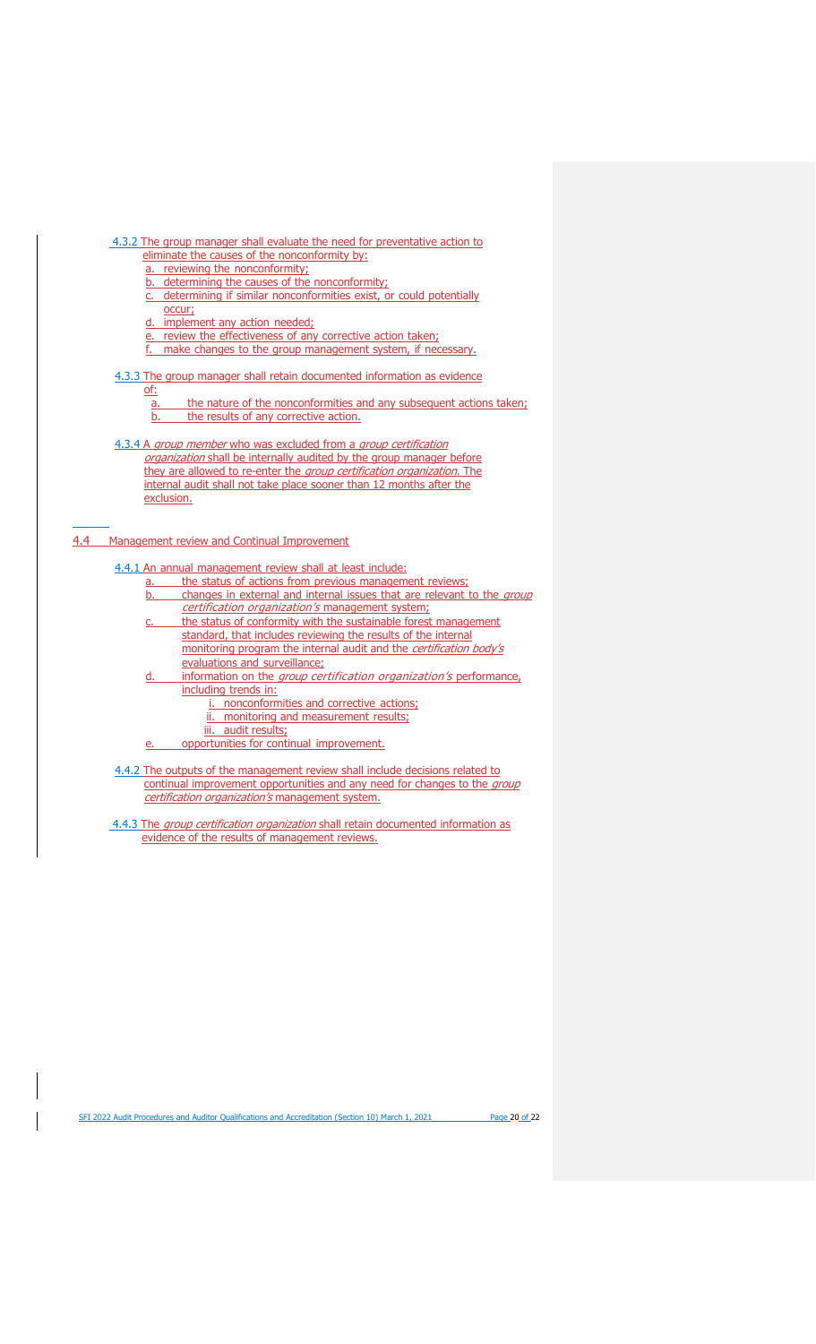4.3.2 The group manager shall evaluate the need for preventative action to eliminate the causes of the nonconformity by:

a. reviewing the nonconformity;
b. determining the causes of the nonconformity;
c. determining if similar nonconformities exist, or could potentially occur;
d. implement any action needed;
e. review the effectiveness of any corrective action taken;
f. make changes to the group management system, if necessary.

4.3.3 The group manager shall retain documented information as evidence of:

a. the nature of the nonconformities and any subsequent actions taken;
b. the results of any corrective action.

4.3.4 A *group member* who was excluded from a *group certification organization* shall be internally audited by the group manager before they are allowed to re-enter the *group certification organization*. The internal audit shall not take place sooner than 12 months after the exclusion.

## 4.4 Management review and Continual Improvement

4.4.1 An annual management review shall at least include:

a. the status of actions from previous management reviews;
b. changes in external and internal issues that are relevant to the *group certification organization's* management system;
c. the status of conformity with the sustainable forest management standard, that includes reviewing the results of the internal monitoring program the internal audit and the *certification body's* evaluations and surveillance;
d. information on the *group certification organization's* performance, including trends in:
    i. nonconformities and corrective actions;
    ii. monitoring and measurement results;
    iii. audit results;
e. opportunities for continual improvement.

4.4.2 The outputs of the management review shall include decisions related to continual improvement opportunities and any need for changes to the *group certification organization's* management system.

4.4.3 The *group certification organization* shall retain documented information as evidence of the results of management reviews.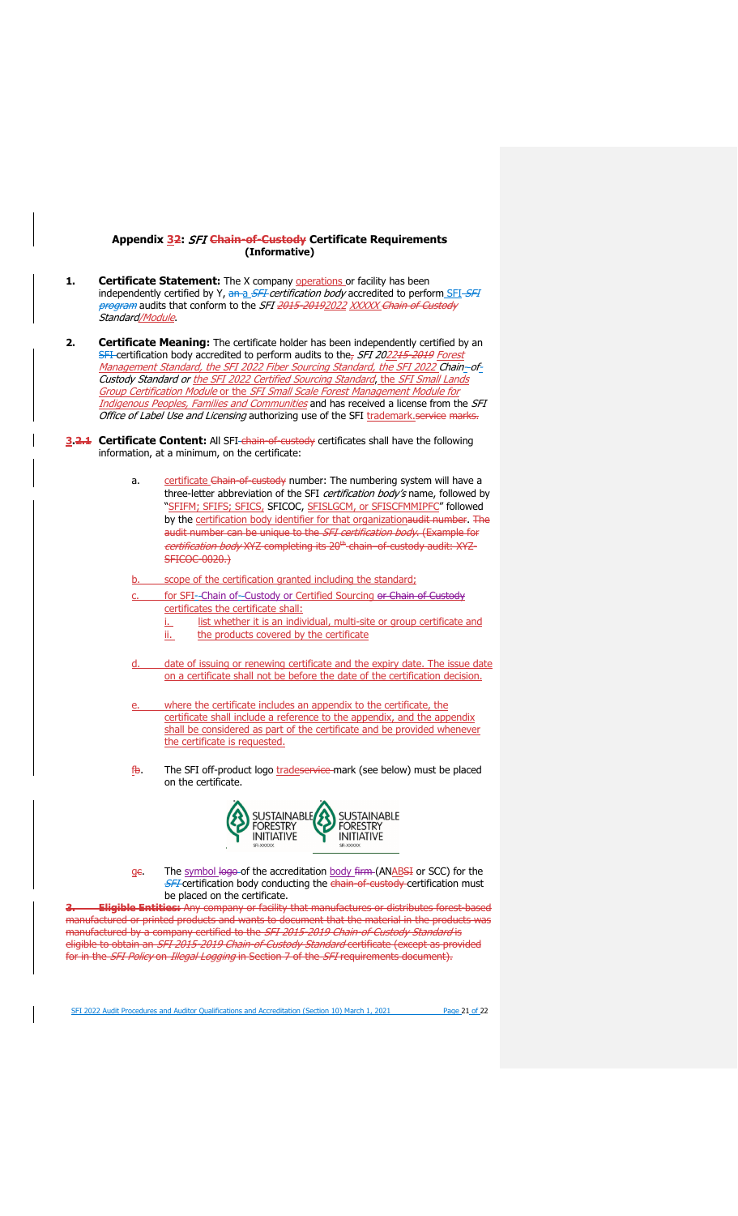## Appendix 3~~2~~: *SFI* ~~Chain-of-Custody~~ Certificate Requirements (Informative)

1. **Certificate Statement:** The X company operations or facility has been independently certified by Y, ~~an~~ a *SFI certification body* accredited to perform SFI ~~*SFI program*~~ audits that conform to the *SFI ~~2015-2019~~2022 XXXXX ~~Chain of Custody~~ Standard/Module*.

2. **Certificate Meaning:** The certificate holder has been independently certified by an ~~SFI~~ certification body accredited to perform audits to the~~,~~ *SFI 2022~~15-2019~~ Forest Management Standard, the SFI 2022 Fiber Sourcing Standard, the SFI 2022 Chain-of-Custody Standard or the SFI 2022 Certified Sourcing Standard*, the *SFI Small Lands Group Certification Module* or the *SFI Small Scale Forest Management Module for Indigenous Peoples, Families and Communities* and has received a license from the *SFI Office of Label Use and Licensing* authorizing use of the SFI trademark.~~service marks.~~

3.~~2.1~~ **Certificate Content:** All SFI ~~chain-of-custody~~ certificates shall have the following information, at a minimum, on the certificate:

   a. certificate ~~Chain-of-custody~~ number: The numbering system will have a three-letter abbreviation of the SFI *certification body's* name, followed by "SFIFM; SFIFS; SFICS, SFICOC, SFISLGCM, or SFISCFMMIPFC" followed by the certification body identifier for that organization~~audit number~~. ~~The audit number can be unique to the *SFI certification body*. (Example for *certification body* XYZ completing its 20th chain-of-custody audit: XYZ-SFICOC-0020.)~~

   b. scope of the certification granted including the standard;

   c. for SFI Chain of Custody or Certified Sourcing ~~or Chain of Custody~~ certificates the certificate shall:
      i. list whether it is an individual, multi-site or group certificate and
      ii. the products covered by the certificate

   d. date of issuing or renewing certificate and the expiry date. The issue date on a certificate shall not be before the date of the certification decision.

   e. where the certificate includes an appendix to the certificate, the certificate shall include a reference to the appendix, and the appendix shall be considered as part of the certificate and be provided whenever the certificate is requested.

   f~~b~~. The SFI off-product logo trade~~service~~ mark (see below) must be placed on the certificate.

   g~~c~~. The symbol ~~logo~~ of the accreditation body ~~firm~~ (ANAB~~SI~~ or SCC) for the ~~*SFI*~~ certification body conducting the ~~chain-of-custody~~ certification must be placed on the certificate.

~~3. **Eligible Entities:** Any company or facility that manufactures or distributes forest-based manufactured or printed products and wants to document that the material in the products was manufactured by a company certified to the *SFI 2015-2019 Chain-of-Custody Standard* is eligible to obtain an *SFI 2015-2019 Chain-of-Custody Standard* certificate (except as provided for in the *SFI Policy* on *Illegal Logging* in Section 7 of the *SFI* requirements document).~~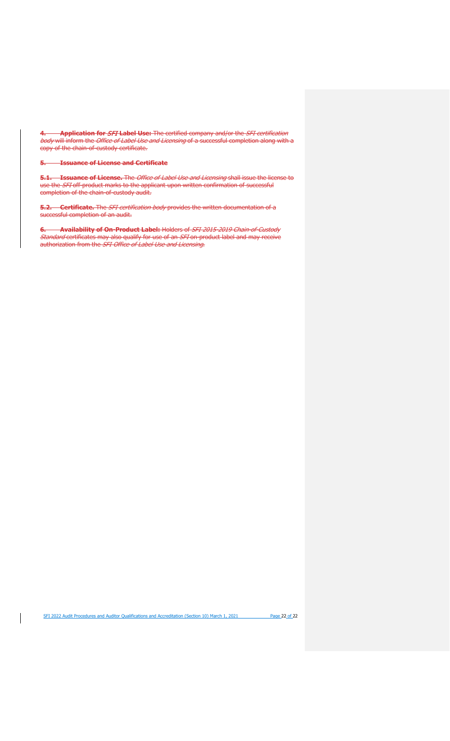**4. Application for *SFI* Label Use:** The certified company and/or the *SFI certification body* will inform the *Office of Label Use and Licensing* of a successful completion along with a copy of the chain-of-custody certificate.

**5. Issuance of License and Certificate**

**5.1. Issuance of License.** The *Office of Label Use and Licensing* shall issue the license to use the *SFI* off-product marks to the applicant upon written confirmation of successful completion of the chain-of-custody audit.

**5.2. Certificate.** The *SFI certification body* provides the written documentation of a successful completion of an audit.

**6. Availability of On-Product Label:** Holders of *SFI 2015-2019 Chain-of-Custody Standard* certificates may also qualify for use of an *SFI* on-product label and may receive authorization from the *SFI Office of Label Use and Licensing*.